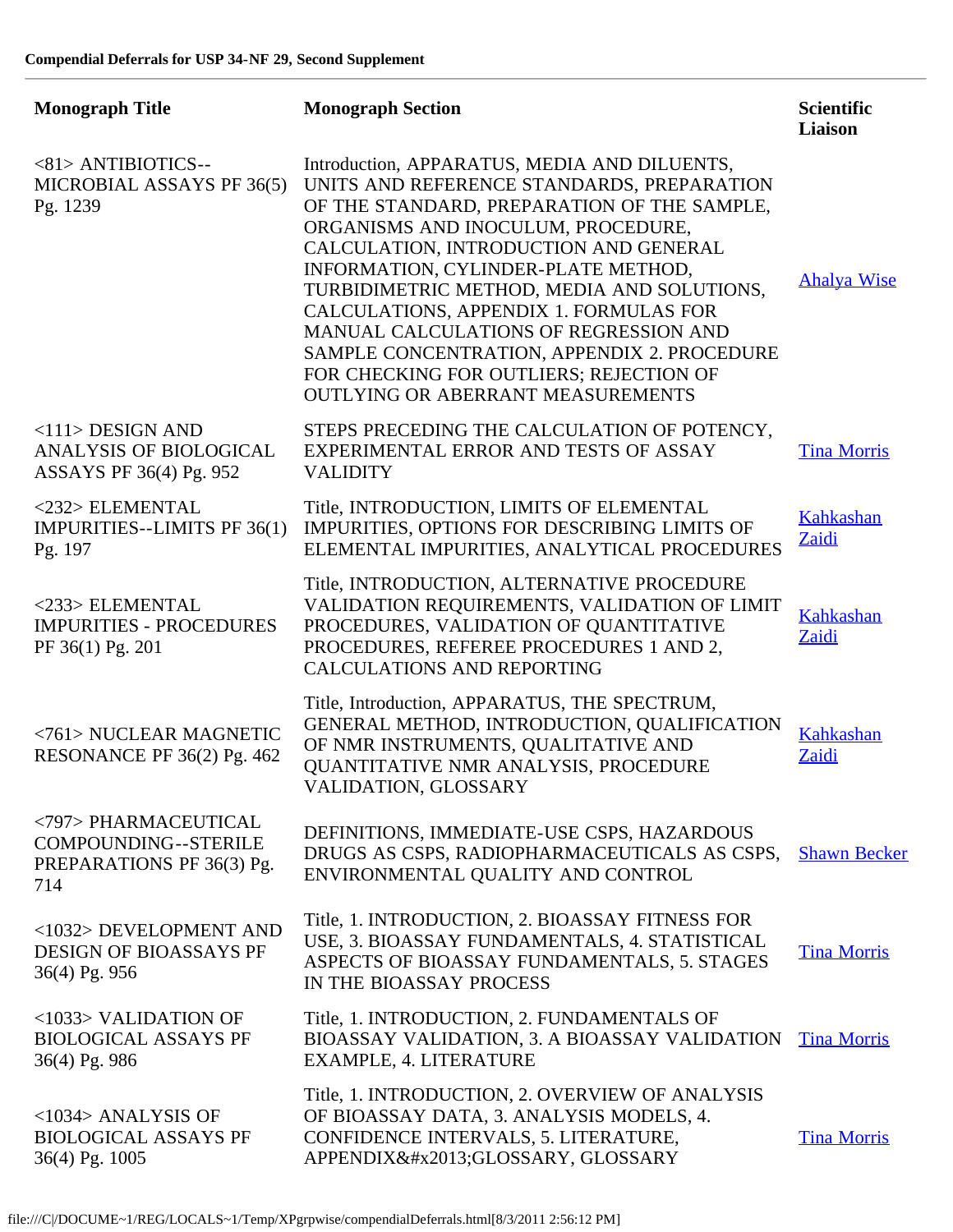**Compendial Deferrals for USP 34-NF 29, Second Supplement**

| Monograph Title | Monograph Section | Scientific Liaison |
|---|---|---|
| <81> ANTIBIOTICS--MICROBIAL ASSAYS PF 36(5) Pg. 1239 | Introduction, APPARATUS, MEDIA AND DILUENTS, UNITS AND REFERENCE STANDARDS, PREPARATION OF THE STANDARD, PREPARATION OF THE SAMPLE, ORGANISMS AND INOCULUM, PROCEDURE, CALCULATION, INTRODUCTION AND GENERAL INFORMATION, CYLINDER-PLATE METHOD, TURBIDIMETRIC METHOD, MEDIA AND SOLUTIONS, CALCULATIONS, APPENDIX 1. FORMULAS FOR MANUAL CALCULATIONS OF REGRESSION AND SAMPLE CONCENTRATION, APPENDIX 2. PROCEDURE FOR CHECKING FOR OUTLIERS; REJECTION OF OUTLYING OR ABERRANT MEASUREMENTS | Ahalya Wise |
| <111> DESIGN AND ANALYSIS OF BIOLOGICAL ASSAYS PF 36(4) Pg. 952 | STEPS PRECEDING THE CALCULATION OF POTENCY, EXPERIMENTAL ERROR AND TESTS OF ASSAY VALIDITY | Tina Morris |
| <232> ELEMENTAL IMPURITIES--LIMITS PF 36(1) Pg. 197 | Title, INTRODUCTION, LIMITS OF ELEMENTAL IMPURITIES, OPTIONS FOR DESCRIBING LIMITS OF ELEMENTAL IMPURITIES, ANALYTICAL PROCEDURES | Kahkashan Zaidi |
| <233> ELEMENTAL IMPURITIES - PROCEDURES PF 36(1) Pg. 201 | Title, INTRODUCTION, ALTERNATIVE PROCEDURE VALIDATION REQUIREMENTS, VALIDATION OF LIMIT PROCEDURES, VALIDATION OF QUANTITATIVE PROCEDURES, REFEREE PROCEDURES 1 AND 2, CALCULATIONS AND REPORTING | Kahkashan Zaidi |
| <761> NUCLEAR MAGNETIC RESONANCE PF 36(2) Pg. 462 | Title, Introduction, APPARATUS, THE SPECTRUM, GENERAL METHOD, INTRODUCTION, QUALIFICATION OF NMR INSTRUMENTS, QUALITATIVE AND QUANTITATIVE NMR ANALYSIS, PROCEDURE VALIDATION, GLOSSARY | Kahkashan Zaidi |
| <797> PHARMACEUTICAL COMPOUNDING--STERILE PREPARATIONS PF 36(3) Pg. 714 | DEFINITIONS, IMMEDIATE-USE CSPS, HAZARDOUS DRUGS AS CSPS, RADIOPHARMACEUTICALS AS CSPS, ENVIRONMENTAL QUALITY AND CONTROL | Shawn Becker |
| <1032> DEVELOPMENT AND DESIGN OF BIOASSAYS PF 36(4) Pg. 956 | Title, 1. INTRODUCTION, 2. BIOASSAY FITNESS FOR USE, 3. BIOASSAY FUNDAMENTALS, 4. STATISTICAL ASPECTS OF BIOASSAY FUNDAMENTALS, 5. STAGES IN THE BIOASSAY PROCESS | Tina Morris |
| <1033> VALIDATION OF BIOLOGICAL ASSAYS PF 36(4) Pg. 986 | Title, 1. INTRODUCTION, 2. FUNDAMENTALS OF BIOASSAY VALIDATION, 3. A BIOASSAY VALIDATION EXAMPLE, 4. LITERATURE | Tina Morris |
| <1034> ANALYSIS OF BIOLOGICAL ASSAYS PF 36(4) Pg. 1005 | Title, 1. INTRODUCTION, 2. OVERVIEW OF ANALYSIS OF BIOASSAY DATA, 3. ANALYSIS MODELS, 4. CONFIDENCE INTERVALS, 5. LITERATURE, APPENDIX&#x2013;GLOSSARY, GLOSSARY | Tina Morris |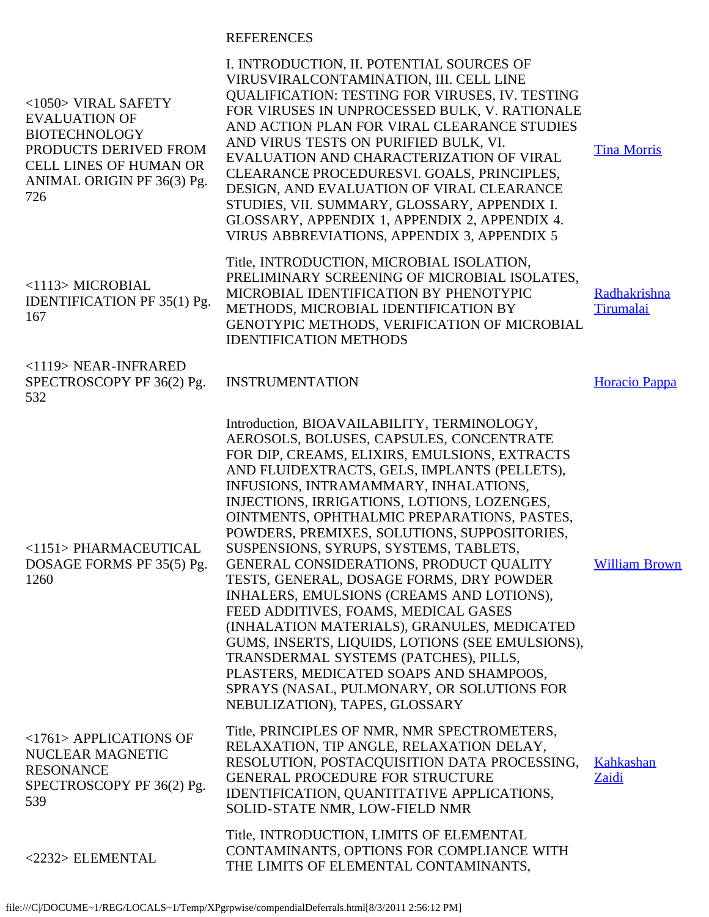| | | |
|---|---|---|
| | REFERENCES | |
| <1050> VIRAL SAFETY EVALUATION OF BIOTECHNOLOGY PRODUCTS DERIVED FROM CELL LINES OF HUMAN OR ANIMAL ORIGIN PF 36(3) Pg. 726 | I. INTRODUCTION, II. POTENTIAL SOURCES OF VIRUSVIRALCONTAMINATION, III. CELL LINE QUALIFICATION: TESTING FOR VIRUSES, IV. TESTING FOR VIRUSES IN UNPROCESSED BULK, V. RATIONALE AND ACTION PLAN FOR VIRAL CLEARANCE STUDIES AND VIRUS TESTS ON PURIFIED BULK, VI. EVALUATION AND CHARACTERIZATION OF VIRAL CLEARANCE PROCEDURESVI. GOALS, PRINCIPLES, DESIGN, AND EVALUATION OF VIRAL CLEARANCE STUDIES, VII. SUMMARY, GLOSSARY, APPENDIX I. GLOSSARY, APPENDIX 1, APPENDIX 2, APPENDIX 4. VIRUS ABBREVIATIONS, APPENDIX 3, APPENDIX 5 | Tina Morris |
| <1113> MICROBIAL IDENTIFICATION PF 35(1) Pg. 167 | Title, INTRODUCTION, MICROBIAL ISOLATION, PRELIMINARY SCREENING OF MICROBIAL ISOLATES, MICROBIAL IDENTIFICATION BY PHENOTYPIC METHODS, MICROBIAL IDENTIFICATION BY GENOTYPIC METHODS, VERIFICATION OF MICROBIAL IDENTIFICATION METHODS | Radhakrishna Tirumalai |
| <1119> NEAR-INFRARED SPECTROSCOPY PF 36(2) Pg. 532 | INSTRUMENTATION | Horacio Pappa |
| <1151> PHARMACEUTICAL DOSAGE FORMS PF 35(5) Pg. 1260 | Introduction, BIOAVAILABILITY, TERMINOLOGY, AEROSOLS, BOLUSES, CAPSULES, CONCENTRATE FOR DIP, CREAMS, ELIXIRS, EMULSIONS, EXTRACTS AND FLUIDEXTRACTS, GELS, IMPLANTS (PELLETS), INFUSIONS, INTRAMAMMARY, INHALATIONS, INJECTIONS, IRRIGATIONS, LOTIONS, LOZENGES, OINTMENTS, OPHTHALMIC PREPARATIONS, PASTES, POWDERS, PREMIXES, SOLUTIONS, SUPPOSITORIES, SUSPENSIONS, SYRUPS, SYSTEMS, TABLETS, GENERAL CONSIDERATIONS, PRODUCT QUALITY TESTS, GENERAL, DOSAGE FORMS, DRY POWDER INHALERS, EMULSIONS (CREAMS AND LOTIONS), FEED ADDITIVES, FOAMS, MEDICAL GASES (INHALATION MATERIALS), GRANULES, MEDICATED GUMS, INSERTS, LIQUIDS, LOTIONS (SEE EMULSIONS), TRANSDERMAL SYSTEMS (PATCHES), PILLS, PLASTERS, MEDICATED SOAPS AND SHAMPOOS, SPRAYS (NASAL, PULMONARY, OR SOLUTIONS FOR NEBULIZATION), TAPES, GLOSSARY | William Brown |
| <1761> APPLICATIONS OF NUCLEAR MAGNETIC RESONANCE SPECTROSCOPY PF 36(2) Pg. 539 | Title, PRINCIPLES OF NMR, NMR SPECTROMETERS, RELAXATION, TIP ANGLE, RELAXATION DELAY, RESOLUTION, POSTACQUISITION DATA PROCESSING, GENERAL PROCEDURE FOR STRUCTURE IDENTIFICATION, QUANTITATIVE APPLICATIONS, SOLID-STATE NMR, LOW-FIELD NMR | Kahkashan Zaidi |
| <2232> ELEMENTAL | Title, INTRODUCTION, LIMITS OF ELEMENTAL CONTAMINANTS, OPTIONS FOR COMPLIANCE WITH THE LIMITS OF ELEMENTAL CONTAMINANTS, | |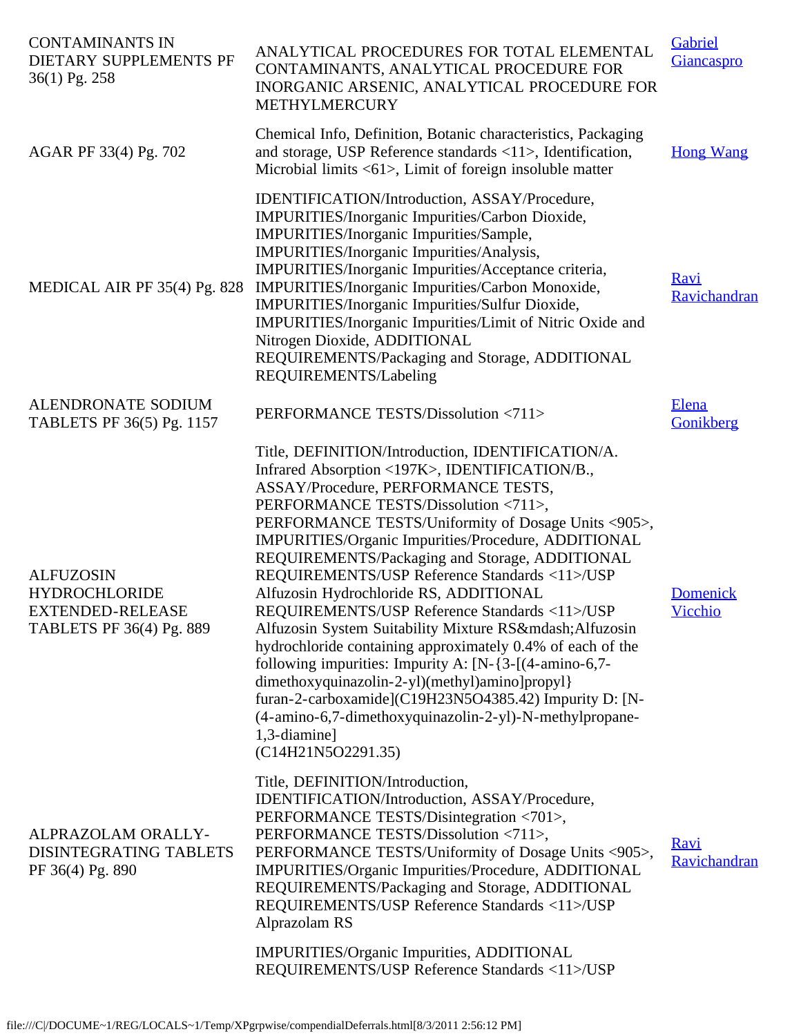| | | |
|---|---|---|
| CONTAMINANTS IN DIETARY SUPPLEMENTS PF 36(1) Pg. 258 | ANALYTICAL PROCEDURES FOR TOTAL ELEMENTAL CONTAMINANTS, ANALYTICAL PROCEDURE FOR INORGANIC ARSENIC, ANALYTICAL PROCEDURE FOR METHYLMERCURY | Gabriel Giancaspro |
| AGAR PF 33(4) Pg. 702 | Chemical Info, Definition, Botanic characteristics, Packaging and storage, USP Reference standards <11>, Identification, Microbial limits <61>, Limit of foreign insoluble matter | Hong Wang |
| MEDICAL AIR PF 35(4) Pg. 828 | IDENTIFICATION/Introduction, ASSAY/Procedure, IMPURITIES/Inorganic Impurities/Carbon Dioxide, IMPURITIES/Inorganic Impurities/Sample, IMPURITIES/Inorganic Impurities/Analysis, IMPURITIES/Inorganic Impurities/Acceptance criteria, IMPURITIES/Inorganic Impurities/Carbon Monoxide, IMPURITIES/Inorganic Impurities/Sulfur Dioxide, IMPURITIES/Inorganic Impurities/Limit of Nitric Oxide and Nitrogen Dioxide, ADDITIONAL REQUIREMENTS/Packaging and Storage, ADDITIONAL REQUIREMENTS/Labeling | Ravi Ravichandran |
| ALENDRONATE SODIUM TABLETS PF 36(5) Pg. 1157 | PERFORMANCE TESTS/Dissolution <711> | Elena Gonikberg |
| ALFUZOSIN HYDROCHLORIDE EXTENDED-RELEASE TABLETS PF 36(4) Pg. 889 | Title, DEFINITION/Introduction, IDENTIFICATION/A. Infrared Absorption <197K>, IDENTIFICATION/B., ASSAY/Procedure, PERFORMANCE TESTS, PERFORMANCE TESTS/Dissolution <711>, PERFORMANCE TESTS/Uniformity of Dosage Units <905>, IMPURITIES/Organic Impurities/Procedure, ADDITIONAL REQUIREMENTS/Packaging and Storage, ADDITIONAL REQUIREMENTS/USP Reference Standards <11>/USP Alfuzosin Hydrochloride RS, ADDITIONAL REQUIREMENTS/USP Reference Standards <11>/USP Alfuzosin System Suitability Mixture RS&mdash;Alfuzosin hydrochloride containing approximately 0.4% of each of the following impurities: Impurity A: [N-{3-[(4-amino-6,7-dimethoxyquinazolin-2-yl)(methyl)amino]propyl} furan-2-carboxamide](C19H23N5O4385.42) Impurity D: [N-(4-amino-6,7-dimethoxyquinazolin-2-yl)-N-methylpropane-1,3-diamine] (C14H21N5O2291.35) | Domenick Vicchio |
| ALPRAZOLAM ORALLY-DISINTEGRATING TABLETS PF 36(4) Pg. 890 | Title, DEFINITION/Introduction, IDENTIFICATION/Introduction, ASSAY/Procedure, PERFORMANCE TESTS/Disintegration <701>, PERFORMANCE TESTS/Dissolution <711>, PERFORMANCE TESTS/Uniformity of Dosage Units <905>, IMPURITIES/Organic Impurities/Procedure, ADDITIONAL REQUIREMENTS/Packaging and Storage, ADDITIONAL REQUIREMENTS/USP Reference Standards <11>/USP Alprazolam RS | Ravi Ravichandran |
| | IMPURITIES/Organic Impurities, ADDITIONAL REQUIREMENTS/USP Reference Standards <11>/USP | |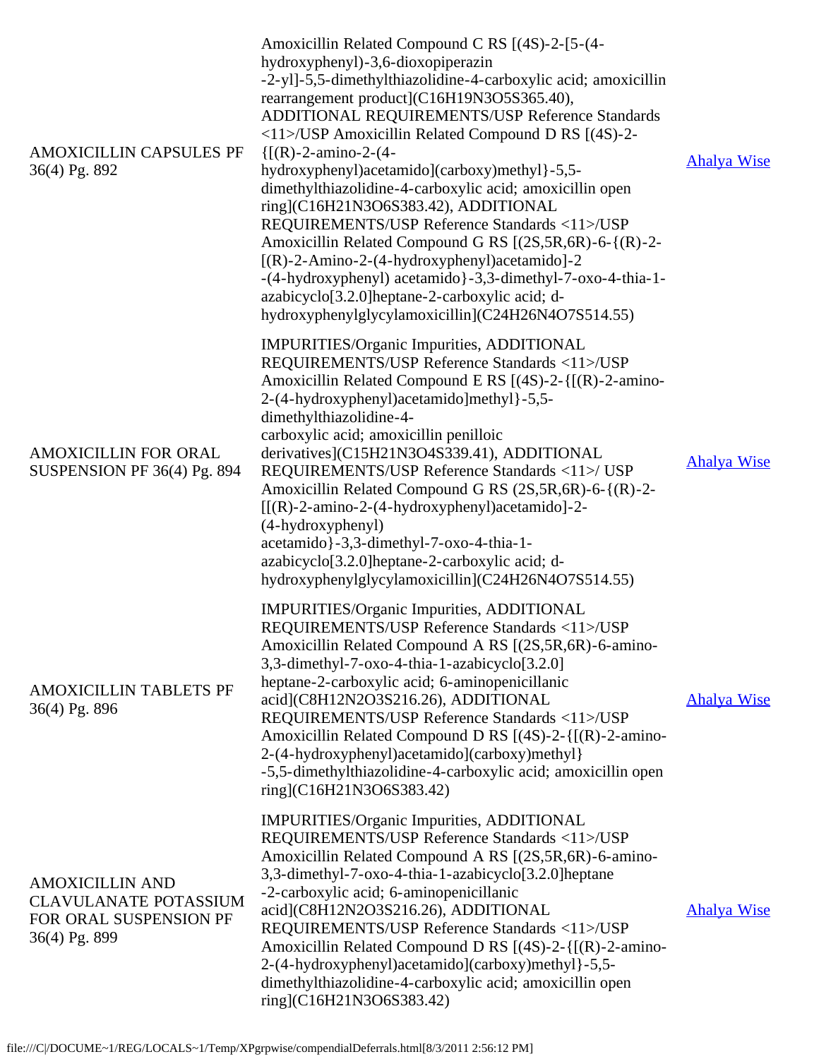| | | |
|---|---|---|
| AMOXICILLIN CAPSULES PF 36(4) Pg. 892 | Amoxicillin Related Compound C RS [(4S)-2-[5-(4-hydroxyphenyl)-3,6-dioxopiperazin -2-yl]-5,5-dimethylthiazolidine-4-carboxylic acid; amoxicillin rearrangement product](C16H19N3O5S365.40), ADDITIONAL REQUIREMENTS/USP Reference Standards <11>/USP Amoxicillin Related Compound D RS [(4S)-2-{[(R)-2-amino-2-(4-hydroxyphenyl)acetamido](carboxy)methyl}-5,5-dimethylthiazolidine-4-carboxylic acid; amoxicillin open ring](C16H21N3O6S383.42), ADDITIONAL REQUIREMENTS/USP Reference Standards <11>/USP Amoxicillin Related Compound G RS [(2S,5R,6R)-6-{(R)-2-[(R)-2-Amino-2-(4-hydroxyphenyl)acetamido]-2 -(4-hydroxyphenyl) acetamido}-3,3-dimethyl-7-oxo-4-thia-1-azabicyclo[3.2.0]heptane-2-carboxylic acid; d-hydroxyphenylglycylamoxicillin](C24H26N4O7S514.55) | Ahalya Wise |
| AMOXICILLIN FOR ORAL SUSPENSION PF 36(4) Pg. 894 | IMPURITIES/Organic Impurities, ADDITIONAL REQUIREMENTS/USP Reference Standards <11>/USP Amoxicillin Related Compound E RS [(4S)-2-{[(R)-2-amino-2-(4-hydroxyphenyl)acetamido]methyl}-5,5-dimethylthiazolidine-4-carboxylic acid; amoxicillin penilloic derivatives](C15H21N3O4S339.41), ADDITIONAL REQUIREMENTS/USP Reference Standards <11>/ USP Amoxicillin Related Compound G RS (2S,5R,6R)-6-{(R)-2-[[(R)-2-amino-2-(4-hydroxyphenyl)acetamido]-2-(4-hydroxyphenyl) acetamido}-3,3-dimethyl-7-oxo-4-thia-1-azabicyclo[3.2.0]heptane-2-carboxylic acid; d-hydroxyphenylglycylamoxicillin](C24H26N4O7S514.55) | Ahalya Wise |
| AMOXICILLIN TABLETS PF 36(4) Pg. 896 | IMPURITIES/Organic Impurities, ADDITIONAL REQUIREMENTS/USP Reference Standards <11>/USP Amoxicillin Related Compound A RS [(2S,5R,6R)-6-amino-3,3-dimethyl-7-oxo-4-thia-1-azabicyclo[3.2.0] heptane-2-carboxylic acid; 6-aminopenicillanic acid](C8H12N2O3S216.26), ADDITIONAL REQUIREMENTS/USP Reference Standards <11>/USP Amoxicillin Related Compound D RS [(4S)-2-{[(R)-2-amino-2-(4-hydroxyphenyl)acetamido](carboxy)methyl} -5,5-dimethylthiazolidine-4-carboxylic acid; amoxicillin open ring](C16H21N3O6S383.42) | Ahalya Wise |
| AMOXICILLIN AND CLAVULANATE POTASSIUM FOR ORAL SUSPENSION PF 36(4) Pg. 899 | IMPURITIES/Organic Impurities, ADDITIONAL REQUIREMENTS/USP Reference Standards <11>/USP Amoxicillin Related Compound A RS [(2S,5R,6R)-6-amino-3,3-dimethyl-7-oxo-4-thia-1-azabicyclo[3.2.0]heptane -2-carboxylic acid; 6-aminopenicillanic acid](C8H12N2O3S216.26), ADDITIONAL REQUIREMENTS/USP Reference Standards <11>/USP Amoxicillin Related Compound D RS [(4S)-2-{[(R)-2-amino-2-(4-hydroxyphenyl)acetamido](carboxy)methyl}-5,5-dimethylthiazolidine-4-carboxylic acid; amoxicillin open ring](C16H21N3O6S383.42) | Ahalya Wise |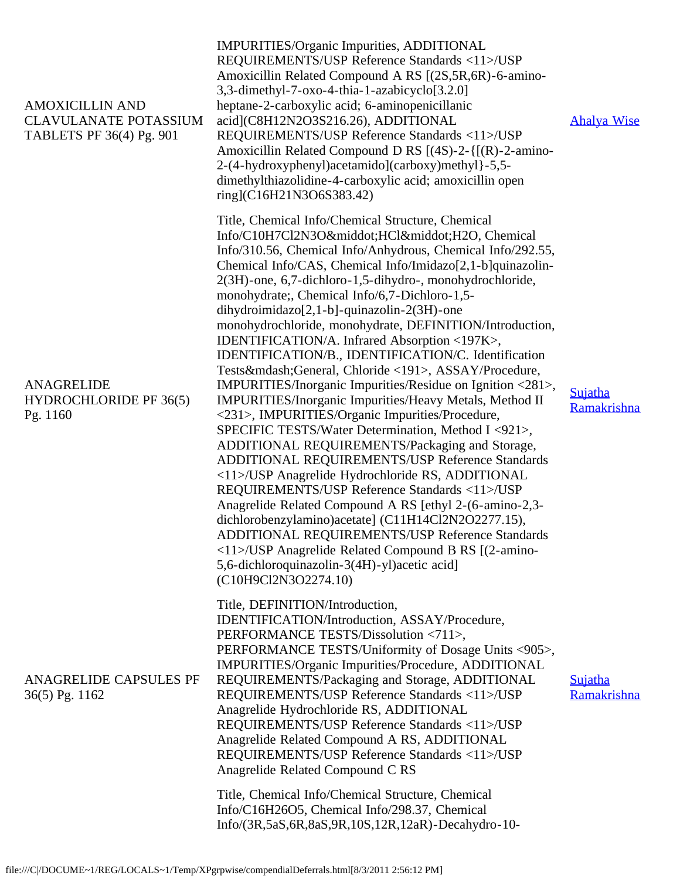| | | |
|---|---|---|
| AMOXICILLIN AND CLAVULANATE POTASSIUM TABLETS PF 36(4) Pg. 901 | IMPURITIES/Organic Impurities, ADDITIONAL REQUIREMENTS/USP Reference Standards <11>/USP Amoxicillin Related Compound A RS [(2S,5R,6R)-6-amino-3,3-dimethyl-7-oxo-4-thia-1-azabicyclo[3.2.0] heptane-2-carboxylic acid; 6-aminopenicillanic acid](C8H12N2O3S216.26), ADDITIONAL REQUIREMENTS/USP Reference Standards <11>/USP Amoxicillin Related Compound D RS [(4S)-2-{[(R)-2-amino-2-(4-hydroxyphenyl)acetamido](carboxy)methyl}-5,5-dimethylthiazolidine-4-carboxylic acid; amoxicillin open ring](C16H21N3O6S383.42) | Ahalya Wise |
| ANAGRELIDE HYDROCHLORIDE PF 36(5) Pg. 1160 | Title, Chemical Info/Chemical Structure, Chemical Info/C10H7Cl2N3O&middot;HCl&middot;H2O, Chemical Info/310.56, Chemical Info/Anhydrous, Chemical Info/292.55, Chemical Info/CAS, Chemical Info/Imidazo[2,1-b]quinazolin-2(3H)-one, 6,7-dichloro-1,5-dihydro-, monohydrochloride, monohydrate;, Chemical Info/6,7-Dichloro-1,5-dihydroimidazo[2,1-b]-quinazolin-2(3H)-one monohydrochloride, monohydrate, DEFINITION/Introduction, IDENTIFICATION/A. Infrared Absorption <197K>, IDENTIFICATION/B., IDENTIFICATION/C. Identification Tests&mdash;General, Chloride <191>, ASSAY/Procedure, IMPURITIES/Inorganic Impurities/Residue on Ignition <281>, IMPURITIES/Inorganic Impurities/Heavy Metals, Method II <231>, IMPURITIES/Organic Impurities/Procedure, SPECIFIC TESTS/Water Determination, Method I <921>, ADDITIONAL REQUIREMENTS/Packaging and Storage, ADDITIONAL REQUIREMENTS/USP Reference Standards <11>/USP Anagrelide Hydrochloride RS, ADDITIONAL REQUIREMENTS/USP Reference Standards <11>/USP Anagrelide Related Compound A RS [ethyl 2-(6-amino-2,3-dichlorobenzylamino)acetate] (C11H14Cl2N2O2277.15), ADDITIONAL REQUIREMENTS/USP Reference Standards <11>/USP Anagrelide Related Compound B RS [(2-amino-5,6-dichloroquinazolin-3(4H)-yl)acetic acid] (C10H9Cl2N3O2274.10) | Sujatha Ramakrishna |
| ANAGRELIDE CAPSULES PF 36(5) Pg. 1162 | Title, DEFINITION/Introduction, IDENTIFICATION/Introduction, ASSAY/Procedure, PERFORMANCE TESTS/Dissolution <711>, PERFORMANCE TESTS/Uniformity of Dosage Units <905>, IMPURITIES/Organic Impurities/Procedure, ADDITIONAL REQUIREMENTS/Packaging and Storage, ADDITIONAL REQUIREMENTS/USP Reference Standards <11>/USP Anagrelide Hydrochloride RS, ADDITIONAL REQUIREMENTS/USP Reference Standards <11>/USP Anagrelide Related Compound A RS, ADDITIONAL REQUIREMENTS/USP Reference Standards <11>/USP Anagrelide Related Compound C RS | Sujatha Ramakrishna |
| | Title, Chemical Info/Chemical Structure, Chemical Info/C16H26O5, Chemical Info/298.37, Chemical Info/(3R,5aS,6R,8aS,9R,10S,12R,12aR)-Decahydro-10- | |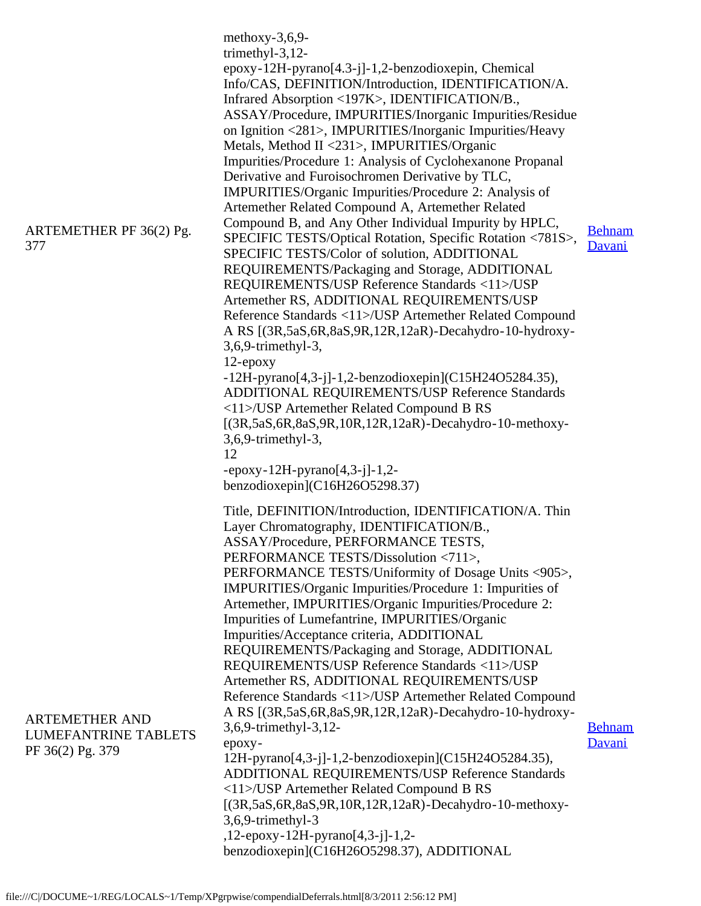| | | |
|---|---|---|
| ARTEMETHER PF 36(2) Pg. 377 | methoxy-3,6,9-trimethyl-3,12-epoxy-12H-pyrano[4.3-j]-1,2-benzodioxepin, Chemical Info/CAS, DEFINITION/Introduction, IDENTIFICATION/A. Infrared Absorption <197K>, IDENTIFICATION/B., ASSAY/Procedure, IMPURITIES/Inorganic Impurities/Residue on Ignition <281>, IMPURITIES/Inorganic Impurities/Heavy Metals, Method II <231>, IMPURITIES/Organic Impurities/Procedure 1: Analysis of Cyclohexanone Propanal Derivative and Furoisochromen Derivative by TLC, IMPURITIES/Organic Impurities/Procedure 2: Analysis of Artemether Related Compound A, Artemether Related Compound B, and Any Other Individual Impurity by HPLC, SPECIFIC TESTS/Optical Rotation, Specific Rotation <781S>, SPECIFIC TESTS/Color of solution, ADDITIONAL REQUIREMENTS/Packaging and Storage, ADDITIONAL REQUIREMENTS/USP Reference Standards <11>/USP Artemether RS, ADDITIONAL REQUIREMENTS/USP Reference Standards <11>/USP Artemether Related Compound A RS [(3R,5aS,6R,8aS,9R,12R,12aR)-Decahydro-10-hydroxy-3,6,9-trimethyl-3, 12-epoxy -12H-pyrano[4,3-j]-1,2-benzodioxepin](C15H24O5284.35), ADDITIONAL REQUIREMENTS/USP Reference Standards <11>/USP Artemether Related Compound B RS [(3R,5aS,6R,8aS,9R,10R,12R,12aR)-Decahydro-10-methoxy-3,6,9-trimethyl-3, 12 -epoxy-12H-pyrano[4,3-j]-1,2-benzodioxepin](C16H26O5298.37) | Behnam Davani |
| ARTEMETHER AND LUMEFANTRINE TABLETS PF 36(2) Pg. 379 | Title, DEFINITION/Introduction, IDENTIFICATION/A. Thin Layer Chromatography, IDENTIFICATION/B., ASSAY/Procedure, PERFORMANCE TESTS, PERFORMANCE TESTS/Dissolution <711>, PERFORMANCE TESTS/Uniformity of Dosage Units <905>, IMPURITIES/Organic Impurities/Procedure 1: Impurities of Artemether, IMPURITIES/Organic Impurities/Procedure 2: Impurities of Lumefantrine, IMPURITIES/Organic Impurities/Acceptance criteria, ADDITIONAL REQUIREMENTS/Packaging and Storage, ADDITIONAL REQUIREMENTS/USP Reference Standards <11>/USP Artemether RS, ADDITIONAL REQUIREMENTS/USP Reference Standards <11>/USP Artemether Related Compound A RS [(3R,5aS,6R,8aS,9R,12R,12aR)-Decahydro-10-hydroxy-3,6,9-trimethyl-3,12-epoxy-12H-pyrano[4,3-j]-1,2-benzodioxepin](C15H24O5284.35), ADDITIONAL REQUIREMENTS/USP Reference Standards <11>/USP Artemether Related Compound B RS [(3R,5aS,6R,8aS,9R,10R,12R,12aR)-Decahydro-10-methoxy-3,6,9-trimethyl-3 ,12-epoxy-12H-pyrano[4,3-j]-1,2-benzodioxepin](C16H26O5298.37), ADDITIONAL | Behnam Davani |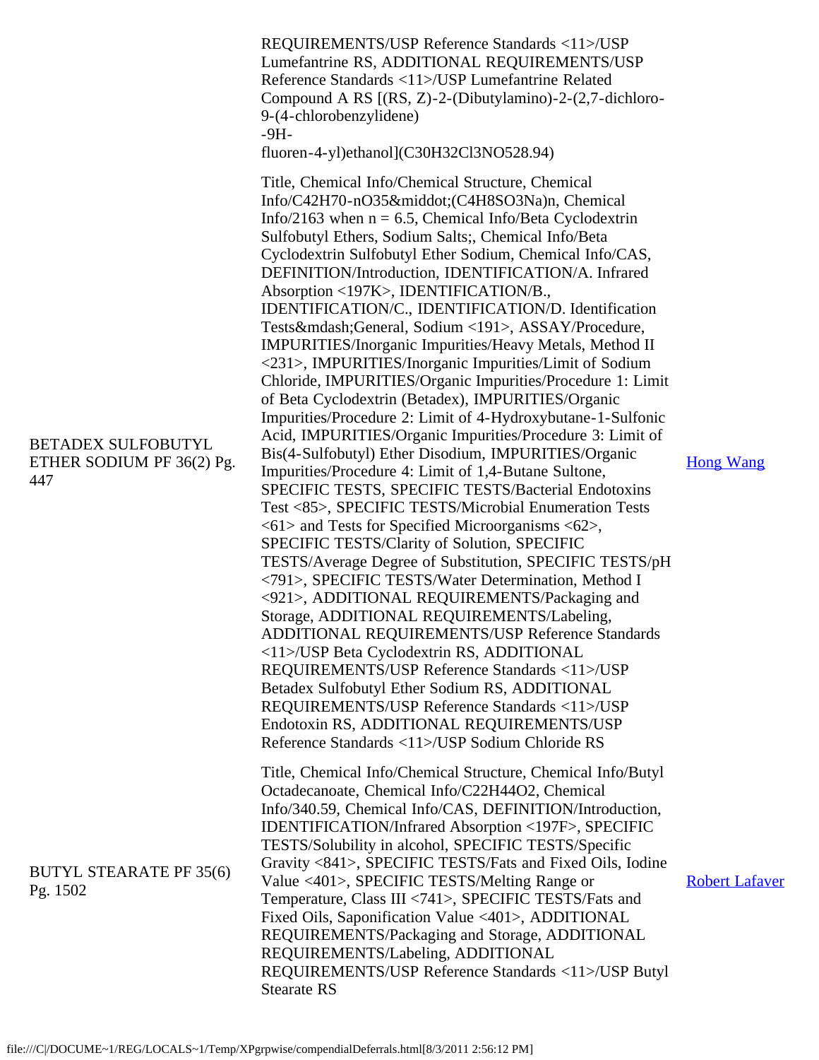| | | |
|---|---|---|
| | REQUIREMENTS/USP Reference Standards <11>/USP Lumefantrine RS, ADDITIONAL REQUIREMENTS/USP Reference Standards <11>/USP Lumefantrine Related Compound A RS [(RS, Z)-2-(Dibutylamino)-2-(2,7-dichloro-9-(4-chlorobenzylidene) -9H- fluoren-4-yl)ethanol](C30H32Cl3NO528.94) | |
| BETADEX SULFOBUTYL ETHER SODIUM PF 36(2) Pg. 447 | Title, Chemical Info/Chemical Structure, Chemical Info/C42H70-nO35&middot;(C4H8SO3Na)n, Chemical Info/2163 when n = 6.5, Chemical Info/Beta Cyclodextrin Sulfobutyl Ethers, Sodium Salts;, Chemical Info/Beta Cyclodextrin Sulfobutyl Ether Sodium, Chemical Info/CAS, DEFINITION/Introduction, IDENTIFICATION/A. Infrared Absorption <197K>, IDENTIFICATION/B., IDENTIFICATION/C., IDENTIFICATION/D. Identification Tests&mdash;General, Sodium <191>, ASSAY/Procedure, IMPURITIES/Inorganic Impurities/Heavy Metals, Method II <231>, IMPURITIES/Inorganic Impurities/Limit of Sodium Chloride, IMPURITIES/Organic Impurities/Procedure 1: Limit of Beta Cyclodextrin (Betadex), IMPURITIES/Organic Impurities/Procedure 2: Limit of 4-Hydroxybutane-1-Sulfonic Acid, IMPURITIES/Organic Impurities/Procedure 3: Limit of Bis(4-Sulfobutyl) Ether Disodium, IMPURITIES/Organic Impurities/Procedure 4: Limit of 1,4-Butane Sultone, SPECIFIC TESTS, SPECIFIC TESTS/Bacterial Endotoxins Test <85>, SPECIFIC TESTS/Microbial Enumeration Tests <61> and Tests for Specified Microorganisms <62>, SPECIFIC TESTS/Clarity of Solution, SPECIFIC TESTS/Average Degree of Substitution, SPECIFIC TESTS/pH <791>, SPECIFIC TESTS/Water Determination, Method I <921>, ADDITIONAL REQUIREMENTS/Packaging and Storage, ADDITIONAL REQUIREMENTS/Labeling, ADDITIONAL REQUIREMENTS/USP Reference Standards <11>/USP Beta Cyclodextrin RS, ADDITIONAL REQUIREMENTS/USP Reference Standards <11>/USP Betadex Sulfobutyl Ether Sodium RS, ADDITIONAL REQUIREMENTS/USP Reference Standards <11>/USP Endotoxin RS, ADDITIONAL REQUIREMENTS/USP Reference Standards <11>/USP Sodium Chloride RS | Hong Wang |
| BUTYL STEARATE PF 35(6) Pg. 1502 | Title, Chemical Info/Chemical Structure, Chemical Info/Butyl Octadecanoate, Chemical Info/C22H44O2, Chemical Info/340.59, Chemical Info/CAS, DEFINITION/Introduction, IDENTIFICATION/Infrared Absorption <197F>, SPECIFIC TESTS/Solubility in alcohol, SPECIFIC TESTS/Specific Gravity <841>, SPECIFIC TESTS/Fats and Fixed Oils, Iodine Value <401>, SPECIFIC TESTS/Melting Range or Temperature, Class III <741>, SPECIFIC TESTS/Fats and Fixed Oils, Saponification Value <401>, ADDITIONAL REQUIREMENTS/Packaging and Storage, ADDITIONAL REQUIREMENTS/Labeling, ADDITIONAL REQUIREMENTS/USP Reference Standards <11>/USP Butyl Stearate RS | Robert Lafaver |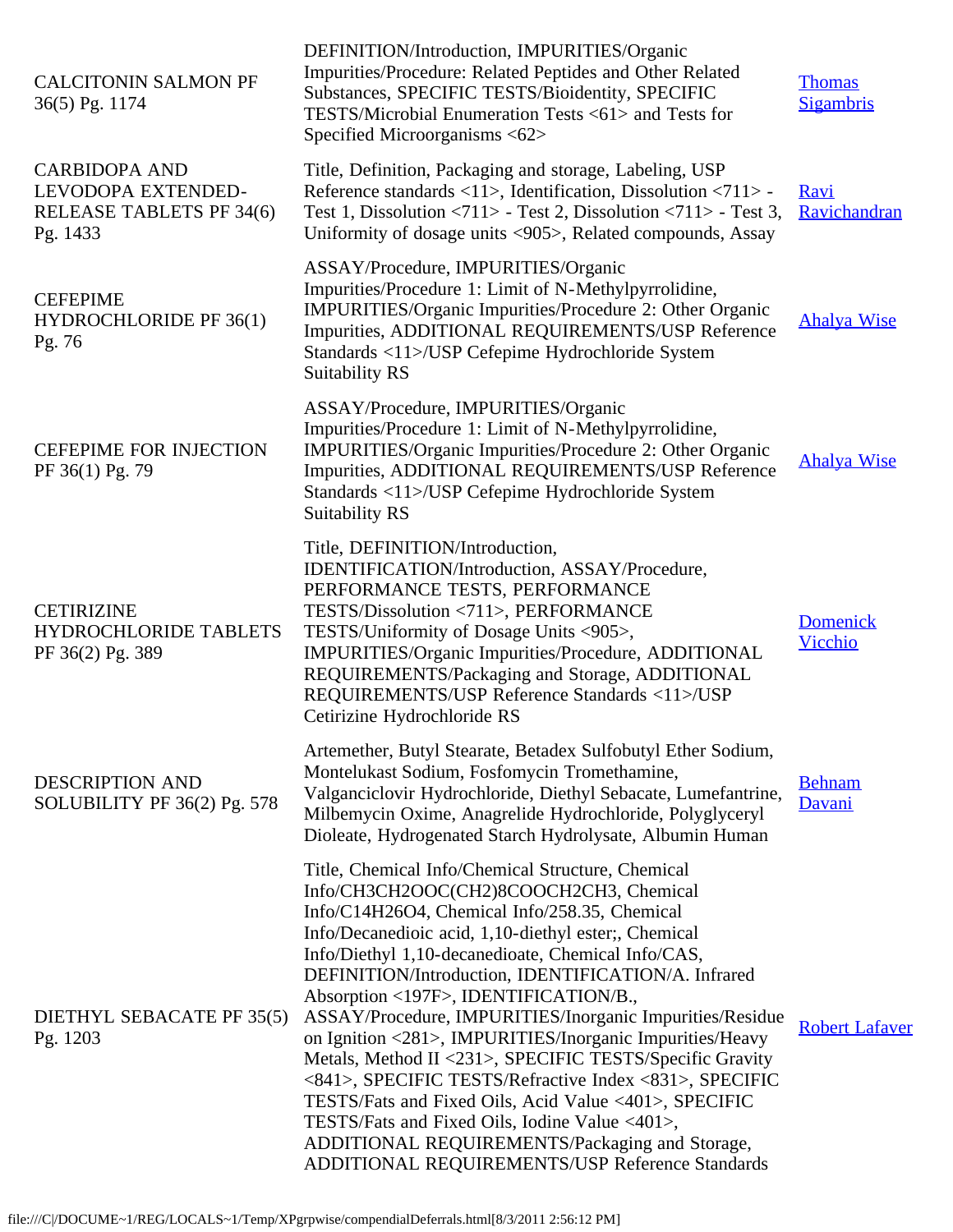| | | |
|---|---|---|
| CALCITONIN SALMON PF 36(5) Pg. 1174 | DEFINITION/Introduction, IMPURITIES/Organic Impurities/Procedure: Related Peptides and Other Related Substances, SPECIFIC TESTS/Bioidentity, SPECIFIC TESTS/Microbial Enumeration Tests <61> and Tests for Specified Microorganisms <62> | Thomas Sigambris |
| CARBIDOPA AND LEVODOPA EXTENDED-RELEASE TABLETS PF 34(6) Pg. 1433 | Title, Definition, Packaging and storage, Labeling, USP Reference standards <11>, Identification, Dissolution <711> - Test 1, Dissolution <711> - Test 2, Dissolution <711> - Test 3, Uniformity of dosage units <905>, Related compounds, Assay | Ravi Ravichandran |
| CEFEPIME HYDROCHLORIDE PF 36(1) Pg. 76 | ASSAY/Procedure, IMPURITIES/Organic Impurities/Procedure 1: Limit of N-Methylpyrrolidine, IMPURITIES/Organic Impurities/Procedure 2: Other Organic Impurities, ADDITIONAL REQUIREMENTS/USP Reference Standards <11>/USP Cefepime Hydrochloride System Suitability RS | Ahalya Wise |
| CEFEPIME FOR INJECTION PF 36(1) Pg. 79 | ASSAY/Procedure, IMPURITIES/Organic Impurities/Procedure 1: Limit of N-Methylpyrrolidine, IMPURITIES/Organic Impurities/Procedure 2: Other Organic Impurities, ADDITIONAL REQUIREMENTS/USP Reference Standards <11>/USP Cefepime Hydrochloride System Suitability RS | Ahalya Wise |
| CETIRIZINE HYDROCHLORIDE TABLETS PF 36(2) Pg. 389 | Title, DEFINITION/Introduction, IDENTIFICATION/Introduction, ASSAY/Procedure, PERFORMANCE TESTS, PERFORMANCE TESTS/Dissolution <711>, PERFORMANCE TESTS/Uniformity of Dosage Units <905>, IMPURITIES/Organic Impurities/Procedure, ADDITIONAL REQUIREMENTS/Packaging and Storage, ADDITIONAL REQUIREMENTS/USP Reference Standards <11>/USP Cetirizine Hydrochloride RS | Domenick Vicchio |
| DESCRIPTION AND SOLUBILITY PF 36(2) Pg. 578 | Artemether, Butyl Stearate, Betadex Sulfobutyl Ether Sodium, Montelukast Sodium, Fosfomycin Tromethamine, Valganciclovir Hydrochloride, Diethyl Sebacate, Lumefantrine, Milbemycin Oxime, Anagrelide Hydrochloride, Polyglyceryl Dioleate, Hydrogenated Starch Hydrolysate, Albumin Human | Behnam Davani |
| DIETHYL SEBACATE PF 35(5) Pg. 1203 | Title, Chemical Info/Chemical Structure, Chemical Info/CH3CH2OOC(CH2)8COOCH2CH3, Chemical Info/C14H26O4, Chemical Info/258.35, Chemical Info/Decanedioic acid, 1,10-diethyl ester;, Chemical Info/Diethyl 1,10-decanedioate, Chemical Info/CAS, DEFINITION/Introduction, IDENTIFICATION/A. Infrared Absorption <197F>, IDENTIFICATION/B., ASSAY/Procedure, IMPURITIES/Inorganic Impurities/Residue on Ignition <281>, IMPURITIES/Inorganic Impurities/Heavy Metals, Method II <231>, SPECIFIC TESTS/Specific Gravity <841>, SPECIFIC TESTS/Refractive Index <831>, SPECIFIC TESTS/Fats and Fixed Oils, Acid Value <401>, SPECIFIC TESTS/Fats and Fixed Oils, Iodine Value <401>, ADDITIONAL REQUIREMENTS/Packaging and Storage, ADDITIONAL REQUIREMENTS/USP Reference Standards | Robert Lafaver |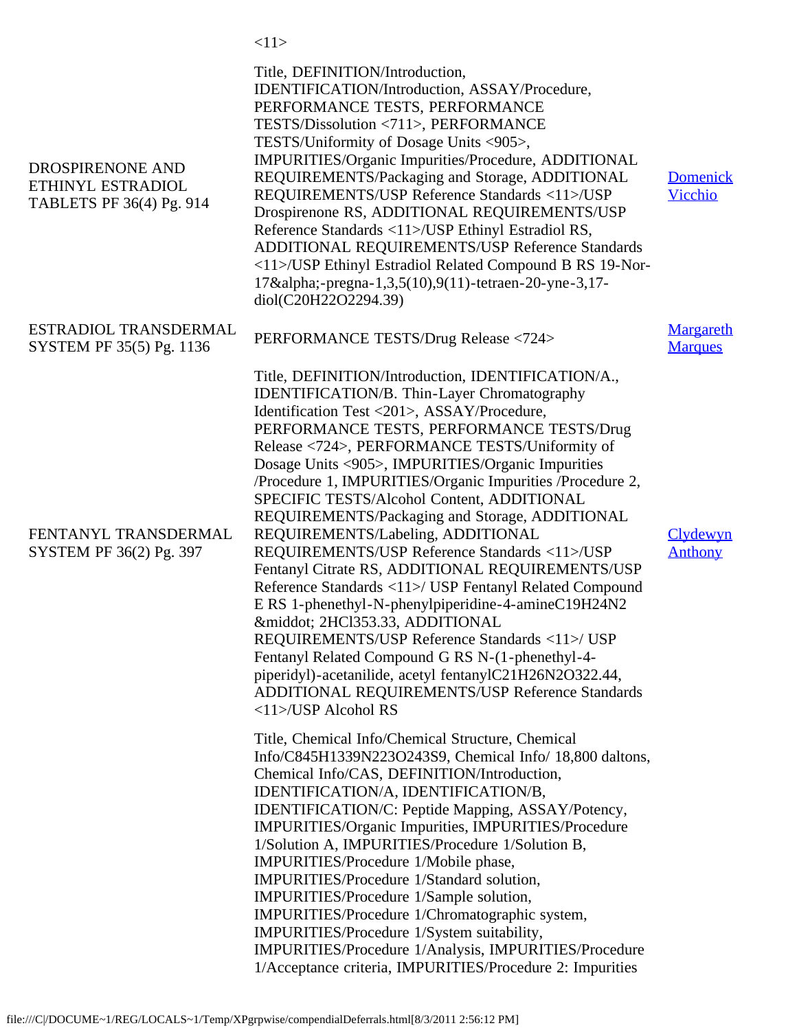| | | |
|---|---|---|
| | <11> | |
| DROSPIRENONE AND ETHINYL ESTRADIOL TABLETS PF 36(4) Pg. 914 | Title, DEFINITION/Introduction, IDENTIFICATION/Introduction, ASSAY/Procedure, PERFORMANCE TESTS, PERFORMANCE TESTS/Dissolution <711>, PERFORMANCE TESTS/Uniformity of Dosage Units <905>, IMPURITIES/Organic Impurities/Procedure, ADDITIONAL REQUIREMENTS/Packaging and Storage, ADDITIONAL REQUIREMENTS/USP Reference Standards <11>/USP Drospirenone RS, ADDITIONAL REQUIREMENTS/USP Reference Standards <11>/USP Ethinyl Estradiol RS, ADDITIONAL REQUIREMENTS/USP Reference Standards <11>/USP Ethinyl Estradiol Related Compound B RS 19-Nor-17&alpha;-pregna-1,3,5(10),9(11)-tetraen-20-yne-3,17-diol(C20H22O2294.39) | Domenick Vicchio |
| ESTRADIOL TRANSDERMAL SYSTEM PF 35(5) Pg. 1136 | PERFORMANCE TESTS/Drug Release <724> | Margareth Marques |
| FENTANYL TRANSDERMAL SYSTEM PF 36(2) Pg. 397 | Title, DEFINITION/Introduction, IDENTIFICATION/A., IDENTIFICATION/B. Thin-Layer Chromatography Identification Test <201>, ASSAY/Procedure, PERFORMANCE TESTS, PERFORMANCE TESTS/Drug Release <724>, PERFORMANCE TESTS/Uniformity of Dosage Units <905>, IMPURITIES/Organic Impurities /Procedure 1, IMPURITIES/Organic Impurities /Procedure 2, SPECIFIC TESTS/Alcohol Content, ADDITIONAL REQUIREMENTS/Packaging and Storage, ADDITIONAL REQUIREMENTS/Labeling, ADDITIONAL REQUIREMENTS/USP Reference Standards <11>/USP Fentanyl Citrate RS, ADDITIONAL REQUIREMENTS/USP Reference Standards <11>/ USP Fentanyl Related Compound E RS 1-phenethyl-N-phenylpiperidine-4-amineC19H24N2 &middot; 2HCl353.33, ADDITIONAL REQUIREMENTS/USP Reference Standards <11>/ USP Fentanyl Related Compound G RS N-(1-phenethyl-4-piperidyl)-acetanilide, acetyl fentanylC21H26N2O322.44, ADDITIONAL REQUIREMENTS/USP Reference Standards <11>/USP Alcohol RS | Clydewyn Anthony |
| | Title, Chemical Info/Chemical Structure, Chemical Info/C845H1339N223O243S9, Chemical Info/ 18,800 daltons, Chemical Info/CAS, DEFINITION/Introduction, IDENTIFICATION/A, IDENTIFICATION/B, IDENTIFICATION/C: Peptide Mapping, ASSAY/Potency, IMPURITIES/Organic Impurities, IMPURITIES/Procedure 1/Solution A, IMPURITIES/Procedure 1/Solution B, IMPURITIES/Procedure 1/Mobile phase, IMPURITIES/Procedure 1/Standard solution, IMPURITIES/Procedure 1/Sample solution, IMPURITIES/Procedure 1/Chromatographic system, IMPURITIES/Procedure 1/System suitability, IMPURITIES/Procedure 1/Analysis, IMPURITIES/Procedure 1/Acceptance criteria, IMPURITIES/Procedure 2: Impurities | |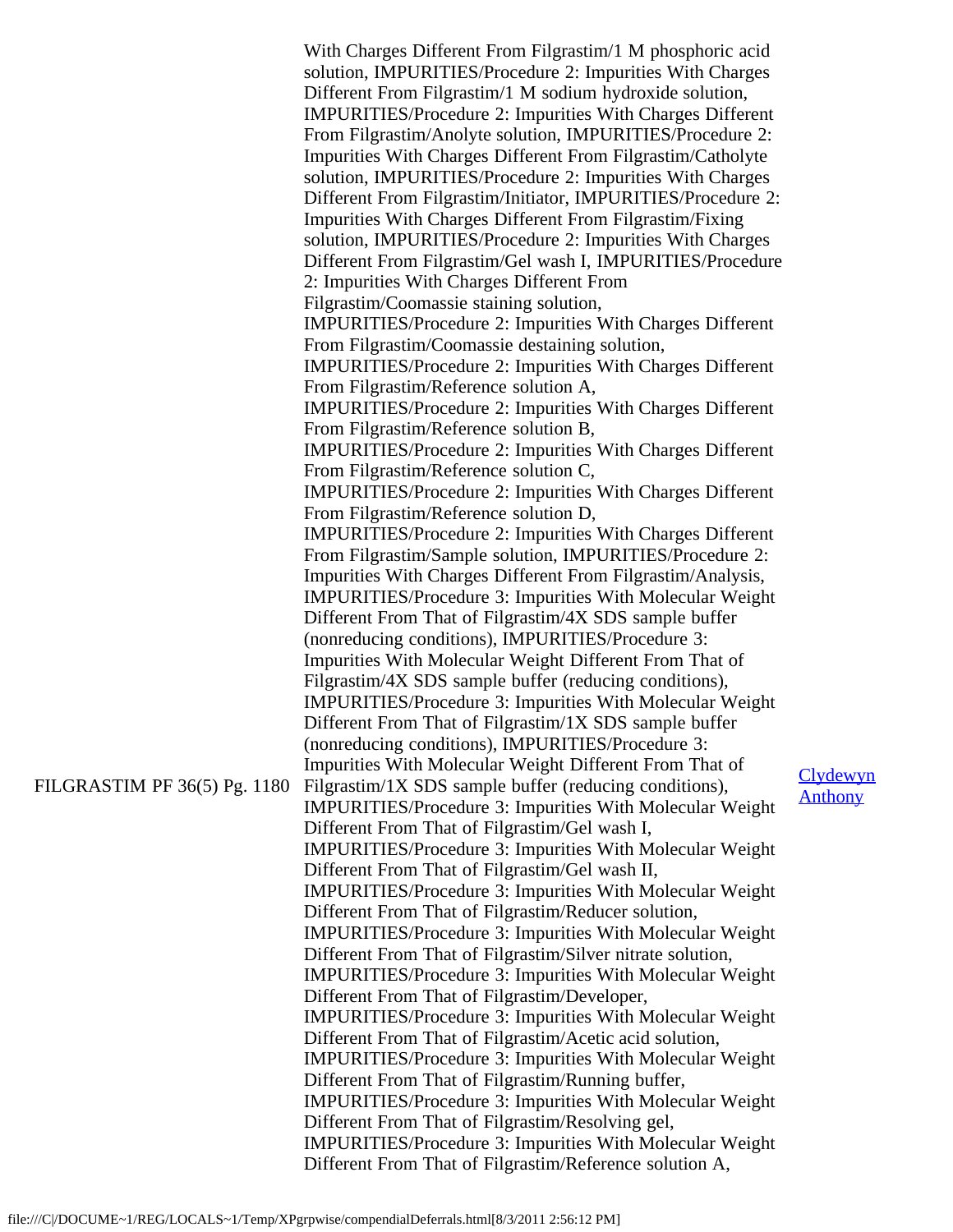| | | |
|---|---|---|
| FILGRASTIM PF 36(5) Pg. 1180 | With Charges Different From Filgrastim/1 M phosphoric acid solution, IMPURITIES/Procedure 2: Impurities With Charges Different From Filgrastim/1 M sodium hydroxide solution, IMPURITIES/Procedure 2: Impurities With Charges Different From Filgrastim/Anolyte solution, IMPURITIES/Procedure 2: Impurities With Charges Different From Filgrastim/Catholyte solution, IMPURITIES/Procedure 2: Impurities With Charges Different From Filgrastim/Initiator, IMPURITIES/Procedure 2: Impurities With Charges Different From Filgrastim/Fixing solution, IMPURITIES/Procedure 2: Impurities With Charges Different From Filgrastim/Gel wash I, IMPURITIES/Procedure 2: Impurities With Charges Different From Filgrastim/Coomassie staining solution, IMPURITIES/Procedure 2: Impurities With Charges Different From Filgrastim/Coomassie destaining solution, IMPURITIES/Procedure 2: Impurities With Charges Different From Filgrastim/Reference solution A, IMPURITIES/Procedure 2: Impurities With Charges Different From Filgrastim/Reference solution B, IMPURITIES/Procedure 2: Impurities With Charges Different From Filgrastim/Reference solution C, IMPURITIES/Procedure 2: Impurities With Charges Different From Filgrastim/Reference solution D, IMPURITIES/Procedure 2: Impurities With Charges Different From Filgrastim/Sample solution, IMPURITIES/Procedure 2: Impurities With Charges Different From Filgrastim/Analysis, IMPURITIES/Procedure 3: Impurities With Molecular Weight Different From That of Filgrastim/4X SDS sample buffer (nonreducing conditions), IMPURITIES/Procedure 3: Impurities With Molecular Weight Different From That of Filgrastim/4X SDS sample buffer (reducing conditions), IMPURITIES/Procedure 3: Impurities With Molecular Weight Different From That of Filgrastim/1X SDS sample buffer (nonreducing conditions), IMPURITIES/Procedure 3: Impurities With Molecular Weight Different From That of Filgrastim/1X SDS sample buffer (reducing conditions), IMPURITIES/Procedure 3: Impurities With Molecular Weight Different From That of Filgrastim/Gel wash I, IMPURITIES/Procedure 3: Impurities With Molecular Weight Different From That of Filgrastim/Gel wash II, IMPURITIES/Procedure 3: Impurities With Molecular Weight Different From That of Filgrastim/Reducer solution, IMPURITIES/Procedure 3: Impurities With Molecular Weight Different From That of Filgrastim/Silver nitrate solution, IMPURITIES/Procedure 3: Impurities With Molecular Weight Different From That of Filgrastim/Developer, IMPURITIES/Procedure 3: Impurities With Molecular Weight Different From That of Filgrastim/Acetic acid solution, IMPURITIES/Procedure 3: Impurities With Molecular Weight Different From That of Filgrastim/Running buffer, IMPURITIES/Procedure 3: Impurities With Molecular Weight Different From That of Filgrastim/Resolving gel, IMPURITIES/Procedure 3: Impurities With Molecular Weight Different From That of Filgrastim/Reference solution A, | Clydewyn Anthony |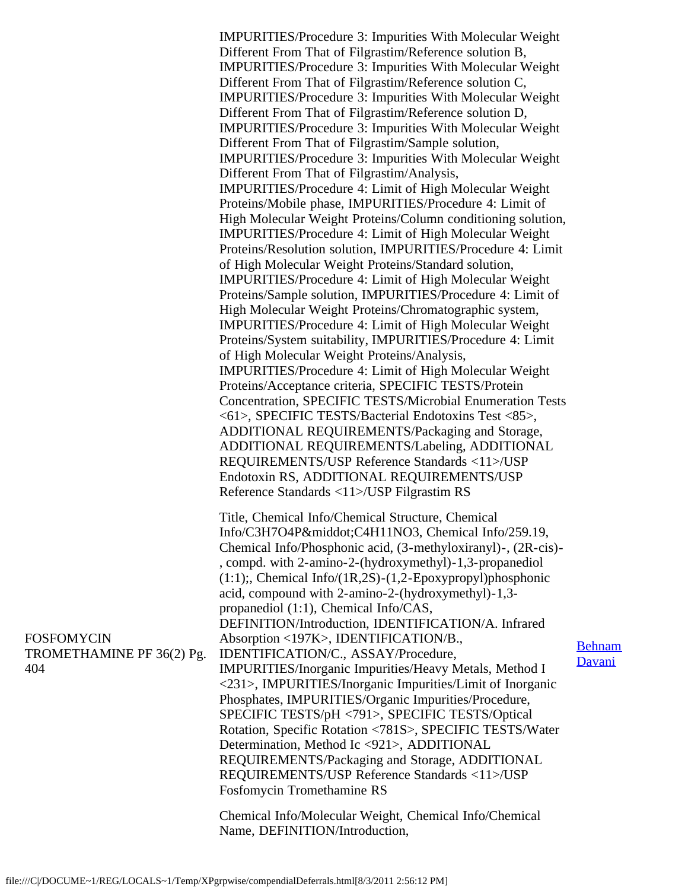| | | |
|---|---|---|
| | IMPURITIES/Procedure 3: Impurities With Molecular Weight Different From That of Filgrastim/Reference solution B, IMPURITIES/Procedure 3: Impurities With Molecular Weight Different From That of Filgrastim/Reference solution C, IMPURITIES/Procedure 3: Impurities With Molecular Weight Different From That of Filgrastim/Reference solution D, IMPURITIES/Procedure 3: Impurities With Molecular Weight Different From That of Filgrastim/Sample solution, IMPURITIES/Procedure 3: Impurities With Molecular Weight Different From That of Filgrastim/Analysis, IMPURITIES/Procedure 4: Limit of High Molecular Weight Proteins/Mobile phase, IMPURITIES/Procedure 4: Limit of High Molecular Weight Proteins/Column conditioning solution, IMPURITIES/Procedure 4: Limit of High Molecular Weight Proteins/Resolution solution, IMPURITIES/Procedure 4: Limit of High Molecular Weight Proteins/Standard solution, IMPURITIES/Procedure 4: Limit of High Molecular Weight Proteins/Sample solution, IMPURITIES/Procedure 4: Limit of High Molecular Weight Proteins/Chromatographic system, IMPURITIES/Procedure 4: Limit of High Molecular Weight Proteins/System suitability, IMPURITIES/Procedure 4: Limit of High Molecular Weight Proteins/Analysis, IMPURITIES/Procedure 4: Limit of High Molecular Weight Proteins/Acceptance criteria, SPECIFIC TESTS/Protein Concentration, SPECIFIC TESTS/Microbial Enumeration Tests <61>, SPECIFIC TESTS/Bacterial Endotoxins Test <85>, ADDITIONAL REQUIREMENTS/Packaging and Storage, ADDITIONAL REQUIREMENTS/Labeling, ADDITIONAL REQUIREMENTS/USP Reference Standards <11>/USP Endotoxin RS, ADDITIONAL REQUIREMENTS/USP Reference Standards <11>/USP Filgrastim RS | |
| FOSFOMYCIN TROMETHAMINE PF 36(2) Pg. 404 | Title, Chemical Info/Chemical Structure, Chemical Info/C3H7O4P&middot;C4H11NO3, Chemical Info/259.19, Chemical Info/Phosphonic acid, (3-methyloxiranyl)-, (2R-cis)-, compd. with 2-amino-2-(hydroxymethyl)-1,3-propanediol (1:1);, Chemical Info/(1R,2S)-(1,2-Epoxypropyl)phosphonic acid, compound with 2-amino-2-(hydroxymethyl)-1,3-propanediol (1:1), Chemical Info/CAS, DEFINITION/Introduction, IDENTIFICATION/A. Infrared Absorption <197K>, IDENTIFICATION/B., IDENTIFICATION/C., ASSAY/Procedure, IMPURITIES/Inorganic Impurities/Heavy Metals, Method I <231>, IMPURITIES/Inorganic Impurities/Limit of Inorganic Phosphates, IMPURITIES/Organic Impurities/Procedure, SPECIFIC TESTS/pH <791>, SPECIFIC TESTS/Optical Rotation, Specific Rotation <781S>, SPECIFIC TESTS/Water Determination, Method Ic <921>, ADDITIONAL REQUIREMENTS/Packaging and Storage, ADDITIONAL REQUIREMENTS/USP Reference Standards <11>/USP Fosfomycin Tromethamine RS | Behnam Davani |
| | Chemical Info/Molecular Weight, Chemical Info/Chemical Name, DEFINITION/Introduction, | |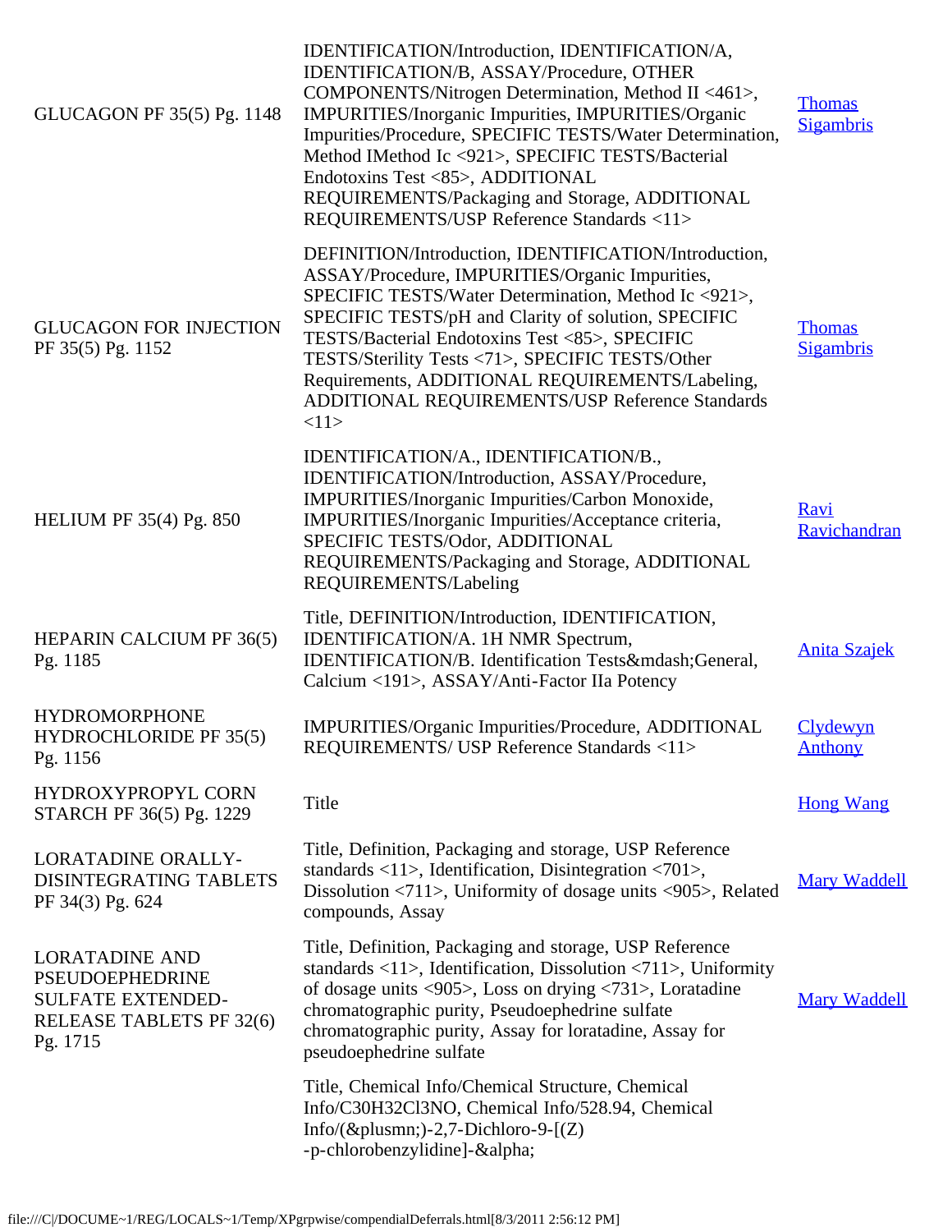| | | |
|---|---|---|
| GLUCAGON PF 35(5) Pg. 1148 | IDENTIFICATION/Introduction, IDENTIFICATION/A, IDENTIFICATION/B, ASSAY/Procedure, OTHER COMPONENTS/Nitrogen Determination, Method II <461>, IMPURITIES/Inorganic Impurities, IMPURITIES/Organic Impurities/Procedure, SPECIFIC TESTS/Water Determination, Method IMethod Ic <921>, SPECIFIC TESTS/Bacterial Endotoxins Test <85>, ADDITIONAL REQUIREMENTS/Packaging and Storage, ADDITIONAL REQUIREMENTS/USP Reference Standards <11> | Thomas Sigambris |
| GLUCAGON FOR INJECTION PF 35(5) Pg. 1152 | DEFINITION/Introduction, IDENTIFICATION/Introduction, ASSAY/Procedure, IMPURITIES/Organic Impurities, SPECIFIC TESTS/Water Determination, Method Ic <921>, SPECIFIC TESTS/pH and Clarity of solution, SPECIFIC TESTS/Bacterial Endotoxins Test <85>, SPECIFIC TESTS/Sterility Tests <71>, SPECIFIC TESTS/Other Requirements, ADDITIONAL REQUIREMENTS/Labeling, ADDITIONAL REQUIREMENTS/USP Reference Standards <11> | Thomas Sigambris |
| HELIUM PF 35(4) Pg. 850 | IDENTIFICATION/A., IDENTIFICATION/B., IDENTIFICATION/Introduction, ASSAY/Procedure, IMPURITIES/Inorganic Impurities/Carbon Monoxide, IMPURITIES/Inorganic Impurities/Acceptance criteria, SPECIFIC TESTS/Odor, ADDITIONAL REQUIREMENTS/Packaging and Storage, ADDITIONAL REQUIREMENTS/Labeling | Ravi Ravichandran |
| HEPARIN CALCIUM PF 36(5) Pg. 1185 | Title, DEFINITION/Introduction, IDENTIFICATION, IDENTIFICATION/A. 1H NMR Spectrum, IDENTIFICATION/B. Identification Tests&mdash;General, Calcium <191>, ASSAY/Anti-Factor IIa Potency | Anita Szajek |
| HYDROMORPHONE HYDROCHLORIDE PF 35(5) Pg. 1156 | IMPURITIES/Organic Impurities/Procedure, ADDITIONAL REQUIREMENTS/ USP Reference Standards <11> | Clydewyn Anthony |
| HYDROXYPROPYL CORN STARCH PF 36(5) Pg. 1229 | Title | Hong Wang |
| LORATADINE ORALLY-DISINTEGRATING TABLETS PF 34(3) Pg. 624 | Title, Definition, Packaging and storage, USP Reference standards <11>, Identification, Disintegration <701>, Dissolution <711>, Uniformity of dosage units <905>, Related compounds, Assay | Mary Waddell |
| LORATADINE AND PSEUDOEPHEDRINE SULFATE EXTENDED-RELEASE TABLETS PF 32(6) Pg. 1715 | Title, Definition, Packaging and storage, USP Reference standards <11>, Identification, Dissolution <711>, Uniformity of dosage units <905>, Loss on drying <731>, Loratadine chromatographic purity, Pseudoephedrine sulfate chromatographic purity, Assay for loratadine, Assay for pseudoephedrine sulfate | Mary Waddell |
| | Title, Chemical Info/Chemical Structure, Chemical Info/C30H32Cl3NO, Chemical Info/528.94, Chemical Info/(&plusmn;)-2,7-Dichloro-9-[(Z) -p-chlorobenzylidine]-&alpha; | |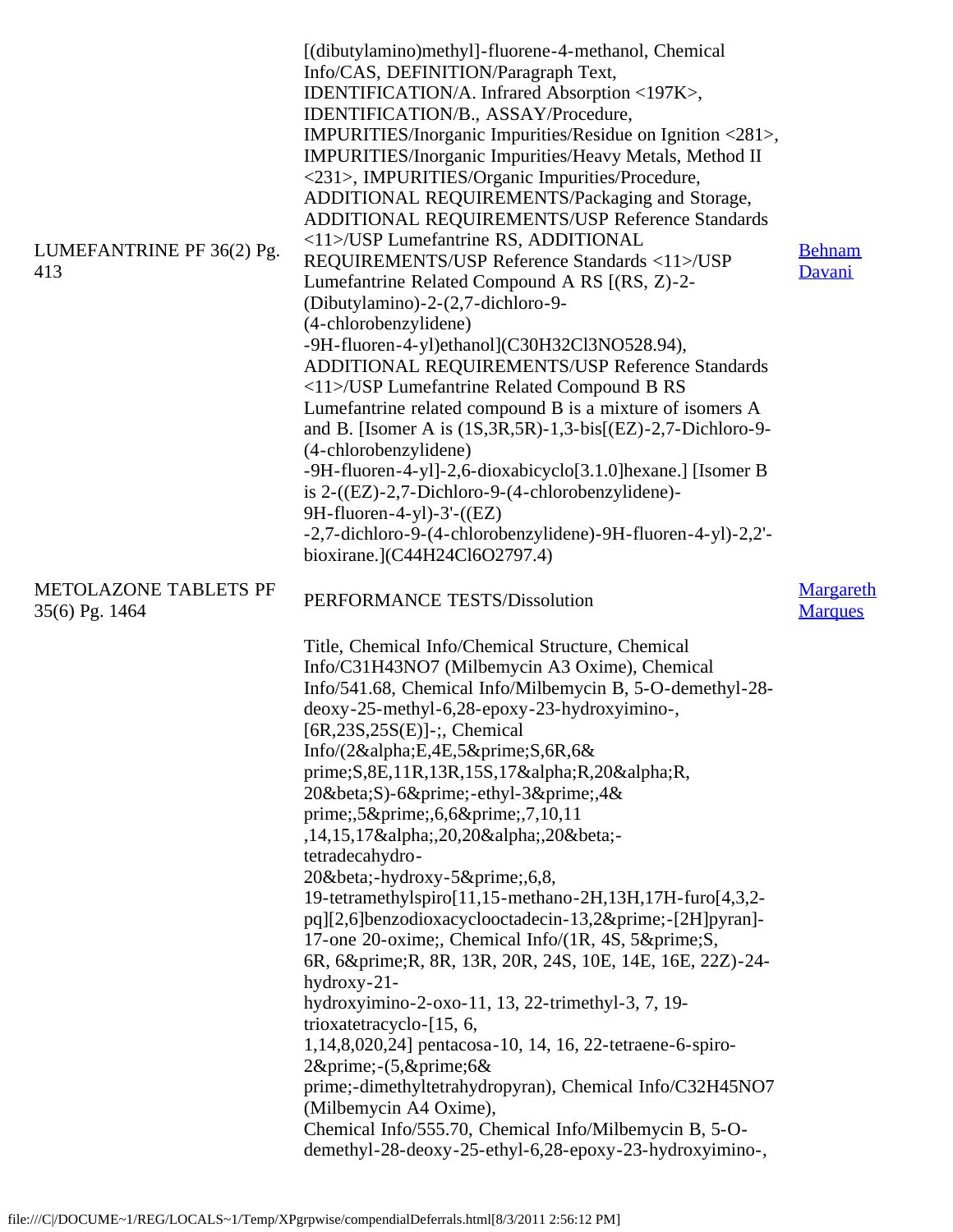| | | |
|---|---|---|
| LUMEFANTRINE PF 36(2) Pg. 413 | [(dibutylamino)methyl]-fluorene-4-methanol, Chemical Info/CAS, DEFINITION/Paragraph Text, IDENTIFICATION/A. Infrared Absorption <197K>, IDENTIFICATION/B., ASSAY/Procedure, IMPURITIES/Inorganic Impurities/Residue on Ignition <281>, IMPURITIES/Inorganic Impurities/Heavy Metals, Method II <231>, IMPURITIES/Organic Impurities/Procedure, ADDITIONAL REQUIREMENTS/Packaging and Storage, ADDITIONAL REQUIREMENTS/USP Reference Standards <11>/USP Lumefantrine RS, ADDITIONAL REQUIREMENTS/USP Reference Standards <11>/USP Lumefantrine Related Compound A RS [(RS, Z)-2-(Dibutylamino)-2-(2,7-dichloro-9-(4-chlorobenzylidene) -9H-fluoren-4-yl)ethanol](C30H32Cl3NO528.94), ADDITIONAL REQUIREMENTS/USP Reference Standards <11>/USP Lumefantrine Related Compound B RS Lumefantrine related compound B is a mixture of isomers A and B. [Isomer A is (1S,3R,5R)-1,3-bis[(EZ)-2,7-Dichloro-9-(4-chlorobenzylidene) -9H-fluoren-4-yl]-2,6-dioxabicyclo[3.1.0]hexane.] [Isomer B is 2-((EZ)-2,7-Dichloro-9-(4-chlorobenzylidene)-9H-fluoren-4-yl)-3'-((EZ) -2,7-dichloro-9-(4-chlorobenzylidene)-9H-fluoren-4-yl)-2,2'-bioxirane.](C44H24Cl6O2797.4) | Behnam Davani |
| METOLAZONE TABLETS PF 35(6) Pg. 1464 | PERFORMANCE TESTS/Dissolution | Margareth Marques |
| | Title, Chemical Info/Chemical Structure, Chemical Info/C31H43NO7 (Milbemycin A3 Oxime), Chemical Info/541.68, Chemical Info/Milbemycin B, 5-O-demethyl-28-deoxy-25-methyl-6,28-epoxy-23-hydroxyimino-, [6R,23S,25S(E)]-;, Chemical Info/(2&alpha;E,4E,5&prime;S,6R,6&prime;S,8E,11R,13R,15S,17&alpha;R,20&alpha;R,20&beta;S)-6&prime;-ethyl-3&prime;,4&prime;,5&prime;,6,6&prime;,7,10,11 ,14,15,17&alpha;,20,20&alpha;,20&beta;-tetradecahydro-20&beta;-hydroxy-5&prime;,6,8, 19-tetramethylspiro[11,15-methano-2H,13H,17H-furo[4,3,2-pq][2,6]benzodioxacyclooctadecin-13,2&prime;-[2H]pyran]-17-one 20-oxime;, Chemical Info/(1R, 4S, 5&prime;S, 6R, 6&prime;R, 8R, 13R, 20R, 24S, 10E, 14E, 16E, 22Z)-24-hydroxy-21-hydroxyimino-2-oxo-11, 13, 22-trimethyl-3, 7, 19-trioxatetracyclo-[15, 6, 1,14,8,020,24] pentacosa-10, 14, 16, 22-tetraene-6-spiro-2&prime;-(5,&prime;6&prime;-dimethyltetrahydropyran), Chemical Info/C32H45NO7 (Milbemycin A4 Oxime), Chemical Info/555.70, Chemical Info/Milbemycin B, 5-O-demethyl-28-deoxy-25-ethyl-6,28-epoxy-23-hydroxyimino-, | |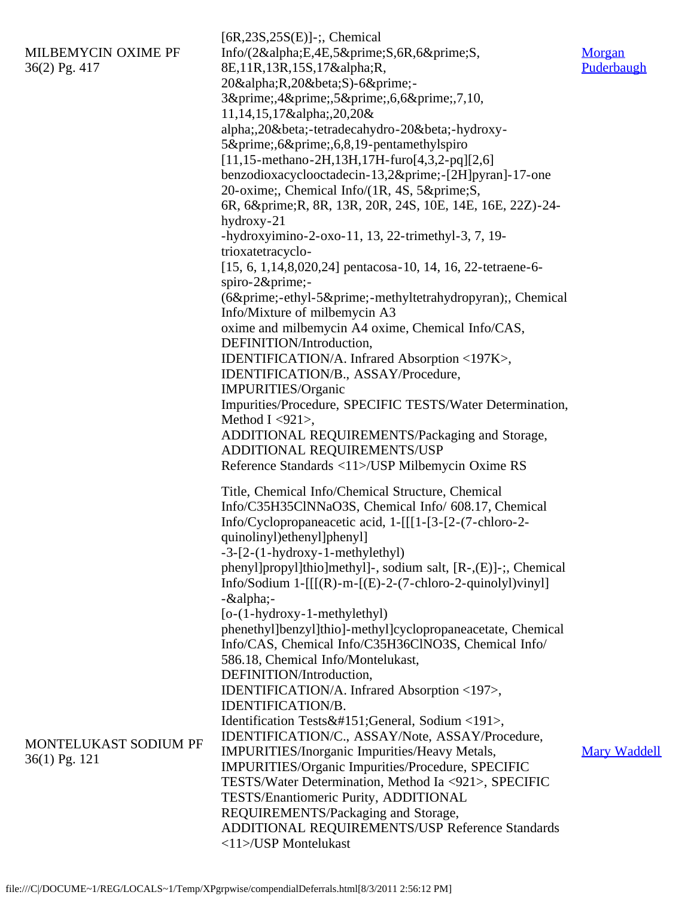| | | |
|---|---|---|
| MILBEMYCIN OXIME PF 36(2) Pg. 417 | [6R,23S,25S(E)]-;, Chemical Info/(2&alpha;E,4E,5&prime;S,6R,6&prime;S, 8E,11R,13R,15S,17&alpha;R, 20&alpha;R,20&beta;S)-6&prime;- 3&prime;,4&prime;,5&prime;,6,6&prime;,7,10, 11,14,15,17&alpha;,20,20& alpha;,20&beta;-tetradecahydro-20&beta;-hydroxy- 5&prime;,6&prime;,6,8,19-pentamethylspiro [11,15-methano-2H,13H,17H-furo[4,3,2-pq][2,6] benzodioxacyclooctadecin-13,2&prime;-[2H]pyran]-17-one 20-oxime;, Chemical Info/(1R, 4S, 5&prime;S, 6R, 6&prime;R, 8R, 13R, 20R, 24S, 10E, 14E, 16E, 22Z)-24-hydroxy-21 -hydroxyimino-2-oxo-11, 13, 22-trimethyl-3, 7, 19-trioxatetracyclo- [15, 6, 1,14,8,020,24] pentacosa-10, 14, 16, 22-tetraene-6-spiro-2&prime;- (6&prime;-ethyl-5&prime;-methyltetrahydropyran);, Chemical Info/Mixture of milbemycin A3 oxime and milbemycin A4 oxime, Chemical Info/CAS, DEFINITION/Introduction, IDENTIFICATION/A. Infrared Absorption <197K>, IDENTIFICATION/B., ASSAY/Procedure, IMPURITIES/Organic Impurities/Procedure, SPECIFIC TESTS/Water Determination, Method I <921>, ADDITIONAL REQUIREMENTS/Packaging and Storage, ADDITIONAL REQUIREMENTS/USP Reference Standards <11>/USP Milbemycin Oxime RS | Morgan Puderbaugh |
| MONTELUKAST SODIUM PF 36(1) Pg. 121 | Title, Chemical Info/Chemical Structure, Chemical Info/C35H35ClNNaO3S, Chemical Info/ 608.17, Chemical Info/Cyclopropaneacetic acid, 1-[[[1-[3-[2-(7-chloro-2-quinolinyl)ethenyl]phenyl] -3-[2-(1-hydroxy-1-methylethyl) phenyl]propyl]thio]methyl]-, sodium salt, [R-,(E)]-;, Chemical Info/Sodium 1-[[[(R)-m-[(E)-2-(7-chloro-2-quinolyl)vinyl] -&alpha;- [o-(1-hydroxy-1-methylethyl) phenethyl]benzyl]thio]-methyl]cyclopropaneacetate, Chemical Info/CAS, Chemical Info/C35H36ClNO3S, Chemical Info/ 586.18, Chemical Info/Montelukast, DEFINITION/Introduction, IDENTIFICATION/A. Infrared Absorption <197>, IDENTIFICATION/B. Identification Tests&#151;General, Sodium <191>, IDENTIFICATION/C., ASSAY/Note, ASSAY/Procedure, IMPURITIES/Inorganic Impurities/Heavy Metals, IMPURITIES/Organic Impurities/Procedure, SPECIFIC TESTS/Water Determination, Method Ia <921>, SPECIFIC TESTS/Enantiomeric Purity, ADDITIONAL REQUIREMENTS/Packaging and Storage, ADDITIONAL REQUIREMENTS/USP Reference Standards <11>/USP Montelukast | Mary Waddell |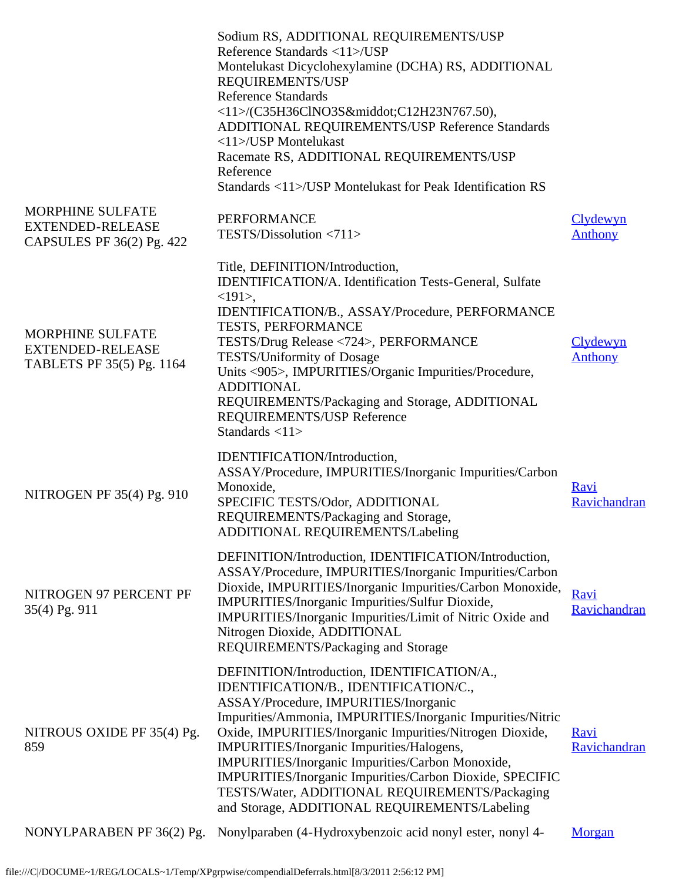| | | |
|---|---|---|
| | Sodium RS, ADDITIONAL REQUIREMENTS/USP Reference Standards <11>/USP Montelukast Dicyclohexylamine (DCHA) RS, ADDITIONAL REQUIREMENTS/USP Reference Standards <11>/(C35H36ClNO3S&middot;C12H23N767.50), ADDITIONAL REQUIREMENTS/USP Reference Standards <11>/USP Montelukast Racemate RS, ADDITIONAL REQUIREMENTS/USP Reference Standards <11>/USP Montelukast for Peak Identification RS | |
| MORPHINE SULFATE EXTENDED-RELEASE CAPSULES PF 36(2) Pg. 422 | PERFORMANCE TESTS/Dissolution <711> | Clydewyn Anthony |
| MORPHINE SULFATE EXTENDED-RELEASE TABLETS PF 35(5) Pg. 1164 | Title, DEFINITION/Introduction, IDENTIFICATION/A. Identification Tests-General, Sulfate <191>, IDENTIFICATION/B., ASSAY/Procedure, PERFORMANCE TESTS, PERFORMANCE TESTS/Drug Release <724>, PERFORMANCE TESTS/Uniformity of Dosage Units <905>, IMPURITIES/Organic Impurities/Procedure, ADDITIONAL REQUIREMENTS/Packaging and Storage, ADDITIONAL REQUIREMENTS/USP Reference Standards <11> | Clydewyn Anthony |
| NITROGEN PF 35(4) Pg. 910 | IDENTIFICATION/Introduction, ASSAY/Procedure, IMPURITIES/Inorganic Impurities/Carbon Monoxide, SPECIFIC TESTS/Odor, ADDITIONAL REQUIREMENTS/Packaging and Storage, ADDITIONAL REQUIREMENTS/Labeling | Ravi Ravichandran |
| NITROGEN 97 PERCENT PF 35(4) Pg. 911 | DEFINITION/Introduction, IDENTIFICATION/Introduction, ASSAY/Procedure, IMPURITIES/Inorganic Impurities/Carbon Dioxide, IMPURITIES/Inorganic Impurities/Carbon Monoxide, IMPURITIES/Inorganic Impurities/Sulfur Dioxide, IMPURITIES/Inorganic Impurities/Limit of Nitric Oxide and Nitrogen Dioxide, ADDITIONAL REQUIREMENTS/Packaging and Storage | Ravi Ravichandran |
| NITROUS OXIDE PF 35(4) Pg. 859 | DEFINITION/Introduction, IDENTIFICATION/A., IDENTIFICATION/B., IDENTIFICATION/C., ASSAY/Procedure, IMPURITIES/Inorganic Impurities/Ammonia, IMPURITIES/Inorganic Impurities/Nitric Oxide, IMPURITIES/Inorganic Impurities/Nitrogen Dioxide, IMPURITIES/Inorganic Impurities/Halogens, IMPURITIES/Inorganic Impurities/Carbon Monoxide, IMPURITIES/Inorganic Impurities/Carbon Dioxide, SPECIFIC TESTS/Water, ADDITIONAL REQUIREMENTS/Packaging and Storage, ADDITIONAL REQUIREMENTS/Labeling | Ravi Ravichandran |
| NONYLPARABEN PF 36(2) Pg. | Nonylparaben (4-Hydroxybenzoic acid nonyl ester, nonyl 4- | Morgan |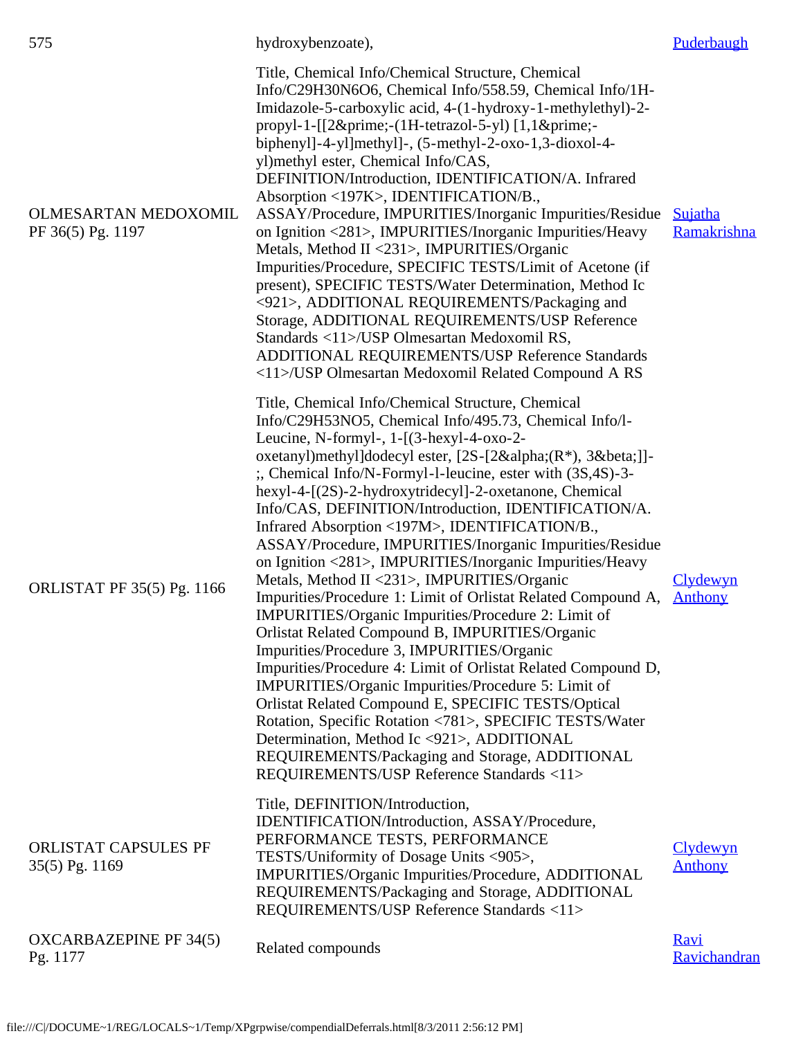| | | |
|---|---|---|
| 575 | hydroxybenzoate), | Puderbaugh |
| OLMESARTAN MEDOXOMIL PF 36(5) Pg. 1197 | Title, Chemical Info/Chemical Structure, Chemical Info/C29H30N6O6, Chemical Info/558.59, Chemical Info/1H-Imidazole-5-carboxylic acid, 4-(1-hydroxy-1-methylethyl)-2-propyl-1-[[2&prime;-(1H-tetrazol-5-yl) [1,1&prime;-biphenyl]-4-yl]methyl]-, (5-methyl-2-oxo-1,3-dioxol-4-yl)methyl ester, Chemical Info/CAS, DEFINITION/Introduction, IDENTIFICATION/A. Infrared Absorption <197K>, IDENTIFICATION/B., ASSAY/Procedure, IMPURITIES/Inorganic Impurities/Residue on Ignition <281>, IMPURITIES/Inorganic Impurities/Heavy Metals, Method II <231>, IMPURITIES/Organic Impurities/Procedure, SPECIFIC TESTS/Limit of Acetone (if present), SPECIFIC TESTS/Water Determination, Method Ic <921>, ADDITIONAL REQUIREMENTS/Packaging and Storage, ADDITIONAL REQUIREMENTS/USP Reference Standards <11>/USP Olmesartan Medoxomil RS, ADDITIONAL REQUIREMENTS/USP Reference Standards <11>/USP Olmesartan Medoxomil Related Compound A RS | Sujatha Ramakrishna |
| ORLISTAT PF 35(5) Pg. 1166 | Title, Chemical Info/Chemical Structure, Chemical Info/C29H53NO5, Chemical Info/495.73, Chemical Info/l-Leucine, N-formyl-, 1-[(3-hexyl-4-oxo-2-oxetanyl)methyl]dodecyl ester, [2S-[2&alpha;(R*), 3&beta;]]-;, Chemical Info/N-Formyl-l-leucine, ester with (3S,4S)-3-hexyl-4-[(2S)-2-hydroxytridecyl]-2-oxetanone, Chemical Info/CAS, DEFINITION/Introduction, IDENTIFICATION/A. Infrared Absorption <197M>, IDENTIFICATION/B., ASSAY/Procedure, IMPURITIES/Inorganic Impurities/Residue on Ignition <281>, IMPURITIES/Inorganic Impurities/Heavy Metals, Method II <231>, IMPURITIES/Organic Impurities/Procedure 1: Limit of Orlistat Related Compound A, IMPURITIES/Organic Impurities/Procedure 2: Limit of Orlistat Related Compound B, IMPURITIES/Organic Impurities/Procedure 3, IMPURITIES/Organic Impurities/Procedure 4: Limit of Orlistat Related Compound D, IMPURITIES/Organic Impurities/Procedure 5: Limit of Orlistat Related Compound E, SPECIFIC TESTS/Optical Rotation, Specific Rotation <781>, SPECIFIC TESTS/Water Determination, Method Ic <921>, ADDITIONAL REQUIREMENTS/Packaging and Storage, ADDITIONAL REQUIREMENTS/USP Reference Standards <11> | Clydewyn Anthony |
| ORLISTAT CAPSULES PF 35(5) Pg. 1169 | Title, DEFINITION/Introduction, IDENTIFICATION/Introduction, ASSAY/Procedure, PERFORMANCE TESTS, PERFORMANCE TESTS/Uniformity of Dosage Units <905>, IMPURITIES/Organic Impurities/Procedure, ADDITIONAL REQUIREMENTS/Packaging and Storage, ADDITIONAL REQUIREMENTS/USP Reference Standards <11> | Clydewyn Anthony |
| OXCARBAZEPINE PF 34(5) Pg. 1177 | Related compounds | Ravi Ravichandran |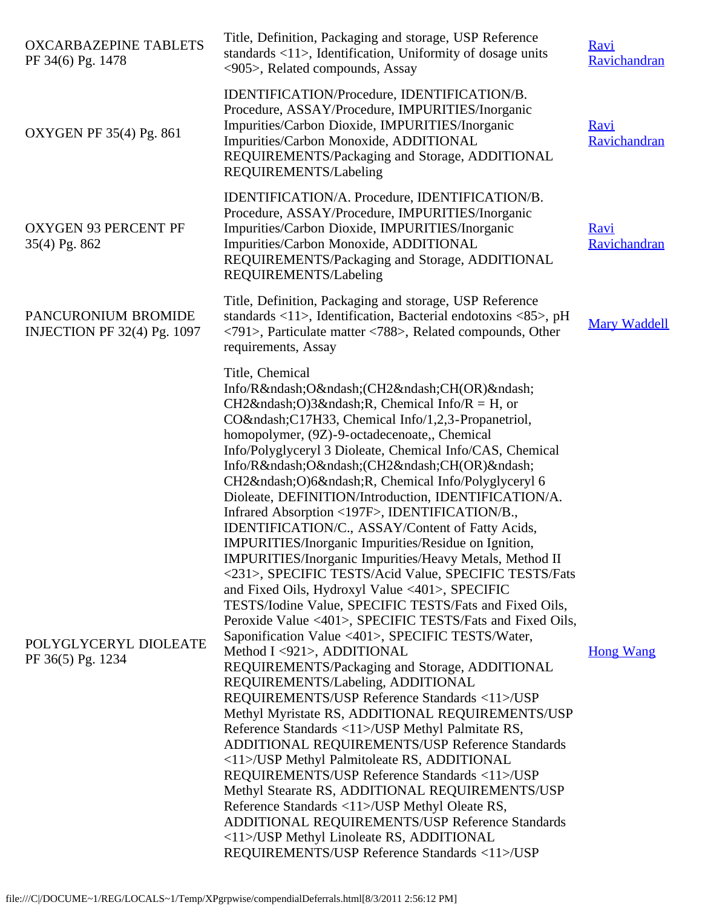| | | |
|---|---|---|
| OXCARBAZEPINE TABLETS PF 34(6) Pg. 1478 | Title, Definition, Packaging and storage, USP Reference standards <11>, Identification, Uniformity of dosage units <905>, Related compounds, Assay | Ravi Ravichandran |
| OXYGEN PF 35(4) Pg. 861 | IDENTIFICATION/Procedure, IDENTIFICATION/B. Procedure, ASSAY/Procedure, IMPURITIES/Inorganic Impurities/Carbon Dioxide, IMPURITIES/Inorganic Impurities/Carbon Monoxide, ADDITIONAL REQUIREMENTS/Packaging and Storage, ADDITIONAL REQUIREMENTS/Labeling | Ravi Ravichandran |
| OXYGEN 93 PERCENT PF 35(4) Pg. 862 | IDENTIFICATION/A. Procedure, IDENTIFICATION/B. Procedure, ASSAY/Procedure, IMPURITIES/Inorganic Impurities/Carbon Dioxide, IMPURITIES/Inorganic Impurities/Carbon Monoxide, ADDITIONAL REQUIREMENTS/Packaging and Storage, ADDITIONAL REQUIREMENTS/Labeling | Ravi Ravichandran |
| PANCURONIUM BROMIDE INJECTION PF 32(4) Pg. 1097 | Title, Definition, Packaging and storage, USP Reference standards <11>, Identification, Bacterial endotoxins <85>, pH <791>, Particulate matter <788>, Related compounds, Other requirements, Assay | Mary Waddell |
| POLYGLYCERYL DIOLEATE PF 36(5) Pg. 1234 | Title, Chemical Info/R&ndash;O&ndash;(CH2&ndash;CH(OR)&ndash; CH2&ndash;O)3&ndash;R, Chemical Info/R = H, or CO&ndash;C17H33, Chemical Info/1,2,3-Propanetriol, homopolymer, (9Z)-9-octadecenoate,, Chemical Info/Polyglyceryl 3 Dioleate, Chemical Info/CAS, Chemical Info/R&ndash;O&ndash;(CH2&ndash;CH(OR)&ndash; CH2&ndash;O)6&ndash;R, Chemical Info/Polyglyceryl 6 Dioleate, DEFINITION/Introduction, IDENTIFICATION/A. Infrared Absorption <197F>, IDENTIFICATION/B., IDENTIFICATION/C., ASSAY/Content of Fatty Acids, IMPURITIES/Inorganic Impurities/Residue on Ignition, IMPURITIES/Inorganic Impurities/Heavy Metals, Method II <231>, SPECIFIC TESTS/Acid Value, SPECIFIC TESTS/Fats and Fixed Oils, Hydroxyl Value <401>, SPECIFIC TESTS/Iodine Value, SPECIFIC TESTS/Fats and Fixed Oils, Peroxide Value <401>, SPECIFIC TESTS/Fats and Fixed Oils, Saponification Value <401>, SPECIFIC TESTS/Water, Method I <921>, ADDITIONAL REQUIREMENTS/Packaging and Storage, ADDITIONAL REQUIREMENTS/Labeling, ADDITIONAL REQUIREMENTS/USP Reference Standards <11>/USP Methyl Myristate RS, ADDITIONAL REQUIREMENTS/USP Reference Standards <11>/USP Methyl Palmitate RS, ADDITIONAL REQUIREMENTS/USP Reference Standards <11>/USP Methyl Palmitoleate RS, ADDITIONAL REQUIREMENTS/USP Reference Standards <11>/USP Methyl Stearate RS, ADDITIONAL REQUIREMENTS/USP Reference Standards <11>/USP Methyl Oleate RS, ADDITIONAL REQUIREMENTS/USP Reference Standards <11>/USP Methyl Linoleate RS, ADDITIONAL REQUIREMENTS/USP Reference Standards <11>/USP | Hong Wang |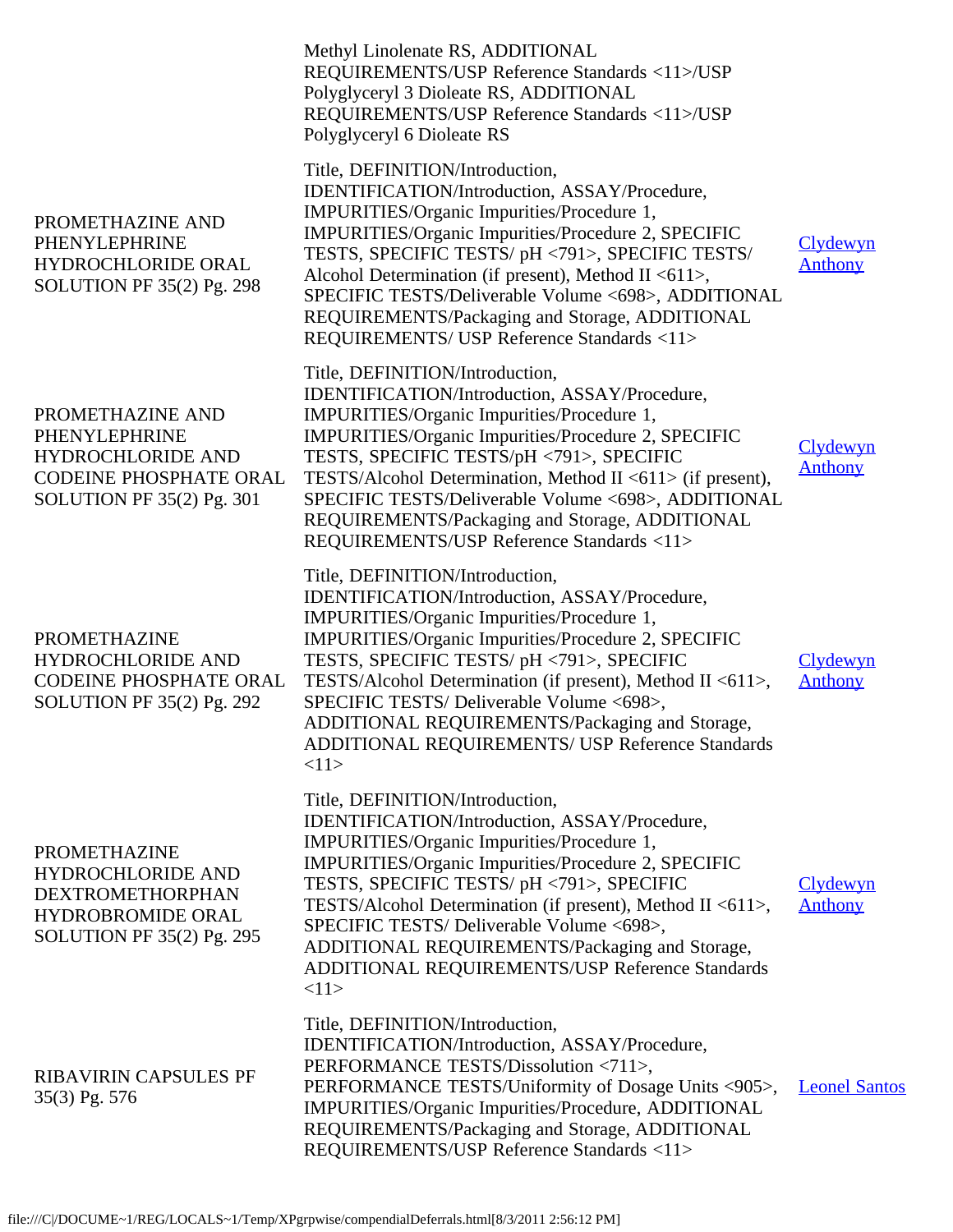| | | |
|---|---|---|
| | Methyl Linolenate RS, ADDITIONAL REQUIREMENTS/USP Reference Standards <11>/USP Polyglyceryl 3 Dioleate RS, ADDITIONAL REQUIREMENTS/USP Reference Standards <11>/USP Polyglyceryl 6 Dioleate RS | |
| PROMETHAZINE AND PHENYLEPHRINE HYDROCHLORIDE ORAL SOLUTION PF 35(2) Pg. 298 | Title, DEFINITION/Introduction, IDENTIFICATION/Introduction, ASSAY/Procedure, IMPURITIES/Organic Impurities/Procedure 1, IMPURITIES/Organic Impurities/Procedure 2, SPECIFIC TESTS, SPECIFIC TESTS/ pH <791>, SPECIFIC TESTS/ Alcohol Determination (if present), Method II <611>, SPECIFIC TESTS/Deliverable Volume <698>, ADDITIONAL REQUIREMENTS/Packaging and Storage, ADDITIONAL REQUIREMENTS/ USP Reference Standards <11> | Clydewyn Anthony |
| PROMETHAZINE AND PHENYLEPHRINE HYDROCHLORIDE AND CODEINE PHOSPHATE ORAL SOLUTION PF 35(2) Pg. 301 | Title, DEFINITION/Introduction, IDENTIFICATION/Introduction, ASSAY/Procedure, IMPURITIES/Organic Impurities/Procedure 1, IMPURITIES/Organic Impurities/Procedure 2, SPECIFIC TESTS, SPECIFIC TESTS/pH <791>, SPECIFIC TESTS/Alcohol Determination, Method II <611> (if present), SPECIFIC TESTS/Deliverable Volume <698>, ADDITIONAL REQUIREMENTS/Packaging and Storage, ADDITIONAL REQUIREMENTS/USP Reference Standards <11> | Clydewyn Anthony |
| PROMETHAZINE HYDROCHLORIDE AND CODEINE PHOSPHATE ORAL SOLUTION PF 35(2) Pg. 292 | Title, DEFINITION/Introduction, IDENTIFICATION/Introduction, ASSAY/Procedure, IMPURITIES/Organic Impurities/Procedure 1, IMPURITIES/Organic Impurities/Procedure 2, SPECIFIC TESTS, SPECIFIC TESTS/ pH <791>, SPECIFIC TESTS/Alcohol Determination (if present), Method II <611>, SPECIFIC TESTS/ Deliverable Volume <698>, ADDITIONAL REQUIREMENTS/Packaging and Storage, ADDITIONAL REQUIREMENTS/ USP Reference Standards <11> | Clydewyn Anthony |
| PROMETHAZINE HYDROCHLORIDE AND DEXTROMETHORPHAN HYDROBROMIDE ORAL SOLUTION PF 35(2) Pg. 295 | Title, DEFINITION/Introduction, IDENTIFICATION/Introduction, ASSAY/Procedure, IMPURITIES/Organic Impurities/Procedure 1, IMPURITIES/Organic Impurities/Procedure 2, SPECIFIC TESTS, SPECIFIC TESTS/ pH <791>, SPECIFIC TESTS/Alcohol Determination (if present), Method II <611>, SPECIFIC TESTS/ Deliverable Volume <698>, ADDITIONAL REQUIREMENTS/Packaging and Storage, ADDITIONAL REQUIREMENTS/USP Reference Standards <11> | Clydewyn Anthony |
| RIBAVIRIN CAPSULES PF 35(3) Pg. 576 | Title, DEFINITION/Introduction, IDENTIFICATION/Introduction, ASSAY/Procedure, PERFORMANCE TESTS/Dissolution <711>, PERFORMANCE TESTS/Uniformity of Dosage Units <905>, IMPURITIES/Organic Impurities/Procedure, ADDITIONAL REQUIREMENTS/Packaging and Storage, ADDITIONAL REQUIREMENTS/USP Reference Standards <11> | Leonel Santos |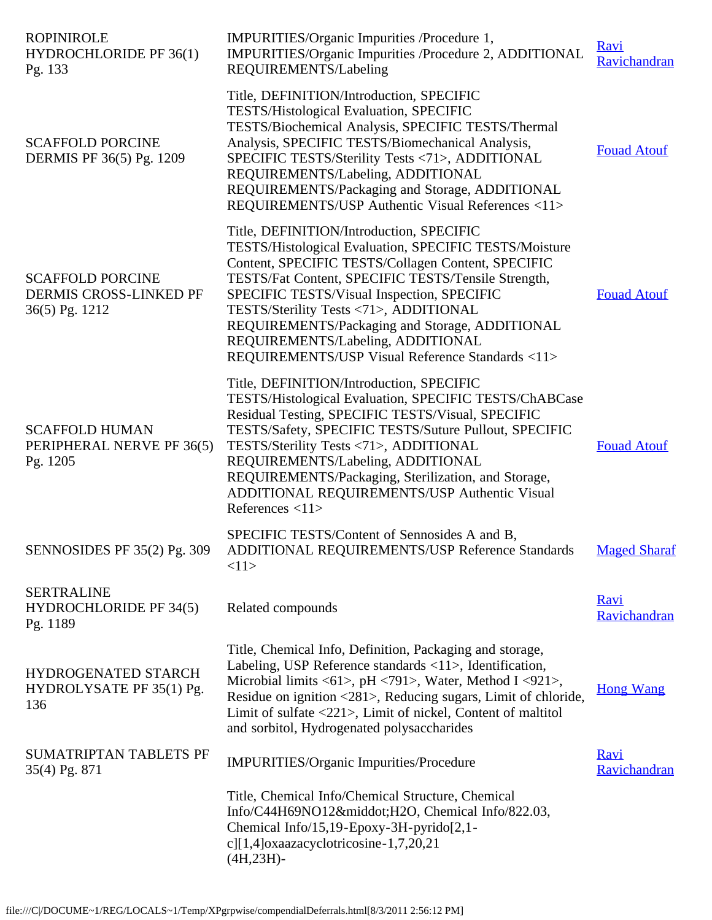| | | |
|---|---|---|
| ROPINIROLE HYDROCHLORIDE PF 36(1) Pg. 133 | IMPURITIES/Organic Impurities /Procedure 1, IMPURITIES/Organic Impurities /Procedure 2, ADDITIONAL REQUIREMENTS/Labeling | Ravi Ravichandran |
| SCAFFOLD PORCINE DERMIS PF 36(5) Pg. 1209 | Title, DEFINITION/Introduction, SPECIFIC TESTS/Histological Evaluation, SPECIFIC TESTS/Biochemical Analysis, SPECIFIC TESTS/Thermal Analysis, SPECIFIC TESTS/Biomechanical Analysis, SPECIFIC TESTS/Sterility Tests <71>, ADDITIONAL REQUIREMENTS/Labeling, ADDITIONAL REQUIREMENTS/Packaging and Storage, ADDITIONAL REQUIREMENTS/USP Authentic Visual References <11> | Fouad Atouf |
| SCAFFOLD PORCINE DERMIS CROSS-LINKED PF 36(5) Pg. 1212 | Title, DEFINITION/Introduction, SPECIFIC TESTS/Histological Evaluation, SPECIFIC TESTS/Moisture Content, SPECIFIC TESTS/Collagen Content, SPECIFIC TESTS/Fat Content, SPECIFIC TESTS/Tensile Strength, SPECIFIC TESTS/Visual Inspection, SPECIFIC TESTS/Sterility Tests <71>, ADDITIONAL REQUIREMENTS/Packaging and Storage, ADDITIONAL REQUIREMENTS/Labeling, ADDITIONAL REQUIREMENTS/USP Visual Reference Standards <11> | Fouad Atouf |
| SCAFFOLD HUMAN PERIPHERAL NERVE PF 36(5) Pg. 1205 | Title, DEFINITION/Introduction, SPECIFIC TESTS/Histological Evaluation, SPECIFIC TESTS/ChABCase Residual Testing, SPECIFIC TESTS/Visual, SPECIFIC TESTS/Safety, SPECIFIC TESTS/Suture Pullout, SPECIFIC TESTS/Sterility Tests <71>, ADDITIONAL REQUIREMENTS/Labeling, ADDITIONAL REQUIREMENTS/Packaging, Sterilization, and Storage, ADDITIONAL REQUIREMENTS/USP Authentic Visual References <11> | Fouad Atouf |
| SENNOSIDES PF 35(2) Pg. 309 | SPECIFIC TESTS/Content of Sennosides A and B, ADDITIONAL REQUIREMENTS/USP Reference Standards <11> | Maged Sharaf |
| SERTRALINE HYDROCHLORIDE PF 34(5) Pg. 1189 | Related compounds | Ravi Ravichandran |
| HYDROGENATED STARCH HYDROLYSATE PF 35(1) Pg. 136 | Title, Chemical Info, Definition, Packaging and storage, Labeling, USP Reference standards <11>, Identification, Microbial limits <61>, pH <791>, Water, Method I <921>, Residue on ignition <281>, Reducing sugars, Limit of chloride, Limit of sulfate <221>, Limit of nickel, Content of maltitol and sorbitol, Hydrogenated polysaccharides | Hong Wang |
| SUMATRIPTAN TABLETS PF 35(4) Pg. 871 | IMPURITIES/Organic Impurities/Procedure | Ravi Ravichandran |
| | Title, Chemical Info/Chemical Structure, Chemical Info/C44H69NO12&middot;H2O, Chemical Info/822.03, Chemical Info/15,19-Epoxy-3H-pyrido[2,1-c][1,4]oxaazacyclotricosine-1,7,20,21 (4H,23H)- | |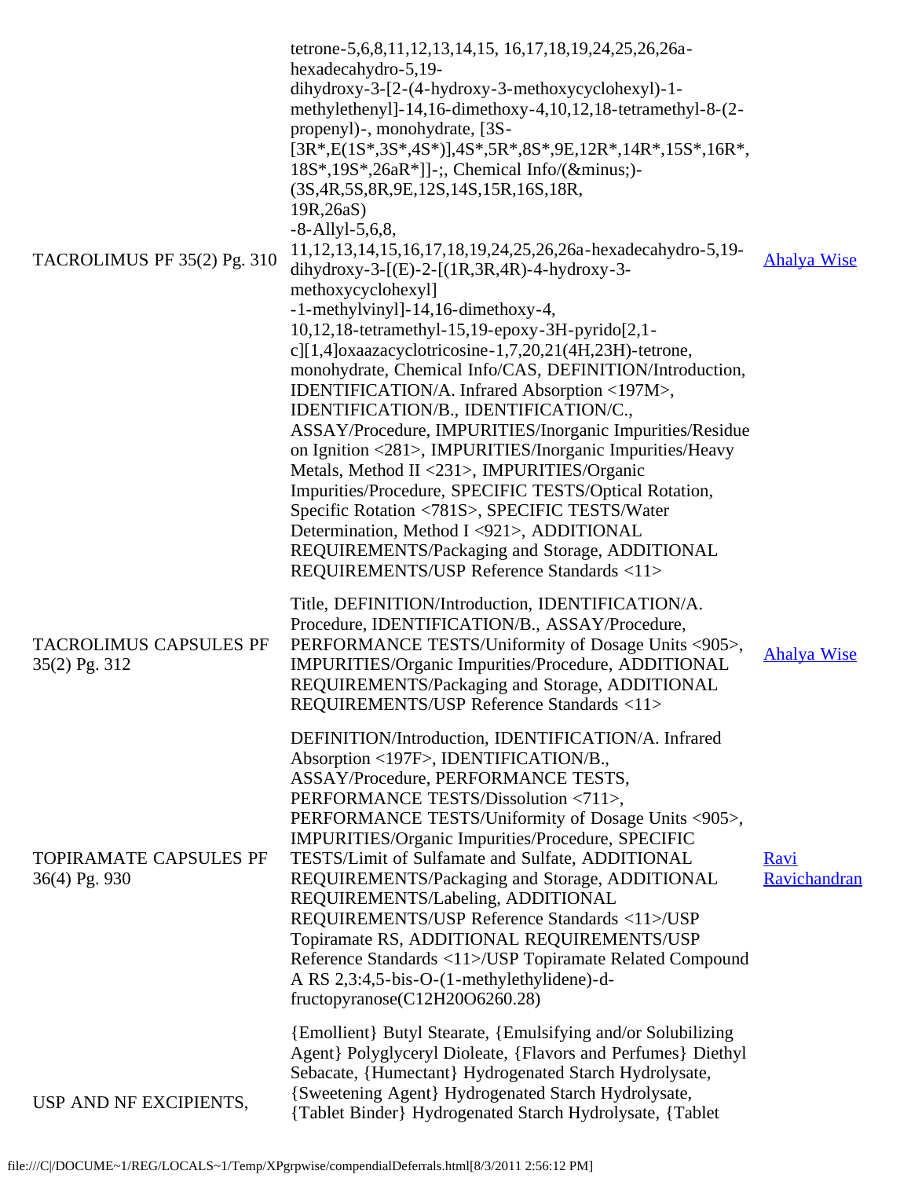| | | |
|---|---|---|
| TACROLIMUS PF 35(2) Pg. 310 | tetrone-5,6,8,11,12,13,14,15, 16,17,18,19,24,25,26,26a-hexadecahydro-5,19-dihydroxy-3-[2-(4-hydroxy-3-methoxycyclohexyl)-1-methylethenyl]-14,16-dimethoxy-4,10,12,18-tetramethyl-8-(2-propenyl)-, monohydrate, [3S-[3R*,E(1S*,3S*,4S*)],4S*,5R*,8S*,9E,12R*,14R*,15S*,16R*,18S*,19S*,26aR*]]-;, Chemical Info/(&minus;)-(3S,4R,5S,8R,9E,12S,14S,15R,16S,18R,19R,26aS)-8-Allyl-5,6,8,11,12,13,14,15,16,17,18,19,24,25,26,26a-hexadecahydro-5,19-dihydroxy-3-[(E)-2-[(1R,3R,4R)-4-hydroxy-3-methoxycyclohexyl]-1-methylvinyl]-14,16-dimethoxy-4,10,12,18-tetramethyl-15,19-epoxy-3H-pyrido[2,1-c][1,4]oxaazacyclotricosine-1,7,20,21(4H,23H)-tetrone, monohydrate, Chemical Info/CAS, DEFINITION/Introduction, IDENTIFICATION/A. Infrared Absorption <197M>, IDENTIFICATION/B., IDENTIFICATION/C., ASSAY/Procedure, IMPURITIES/Inorganic Impurities/Residue on Ignition <281>, IMPURITIES/Inorganic Impurities/Heavy Metals, Method II <231>, IMPURITIES/Organic Impurities/Procedure, SPECIFIC TESTS/Optical Rotation, Specific Rotation <781S>, SPECIFIC TESTS/Water Determination, Method I <921>, ADDITIONAL REQUIREMENTS/Packaging and Storage, ADDITIONAL REQUIREMENTS/USP Reference Standards <11> | Ahalya Wise |
| TACROLIMUS CAPSULES PF 35(2) Pg. 312 | Title, DEFINITION/Introduction, IDENTIFICATION/A. Procedure, IDENTIFICATION/B., ASSAY/Procedure, PERFORMANCE TESTS/Uniformity of Dosage Units <905>, IMPURITIES/Organic Impurities/Procedure, ADDITIONAL REQUIREMENTS/Packaging and Storage, ADDITIONAL REQUIREMENTS/USP Reference Standards <11> | Ahalya Wise |
| TOPIRAMATE CAPSULES PF 36(4) Pg. 930 | DEFINITION/Introduction, IDENTIFICATION/A. Infrared Absorption <197F>, IDENTIFICATION/B., ASSAY/Procedure, PERFORMANCE TESTS, PERFORMANCE TESTS/Dissolution <711>, PERFORMANCE TESTS/Uniformity of Dosage Units <905>, IMPURITIES/Organic Impurities/Procedure, SPECIFIC TESTS/Limit of Sulfamate and Sulfate, ADDITIONAL REQUIREMENTS/Packaging and Storage, ADDITIONAL REQUIREMENTS/Labeling, ADDITIONAL REQUIREMENTS/USP Reference Standards <11>/USP Topiramate RS, ADDITIONAL REQUIREMENTS/USP Reference Standards <11>/USP Topiramate Related Compound A RS 2,3:4,5-bis-O-(1-methylethylidene)-d-fructopyranose(C12H20O6260.28) | Ravi Ravichandran |
| USP AND NF EXCIPIENTS, | {Emollient} Butyl Stearate, {Emulsifying and/or Solubilizing Agent} Polyglyceryl Dioleate, {Flavors and Perfumes} Diethyl Sebacate, {Humectant} Hydrogenated Starch Hydrolysate, {Sweetening Agent} Hydrogenated Starch Hydrolysate, {Tablet Binder} Hydrogenated Starch Hydrolysate, {Tablet | |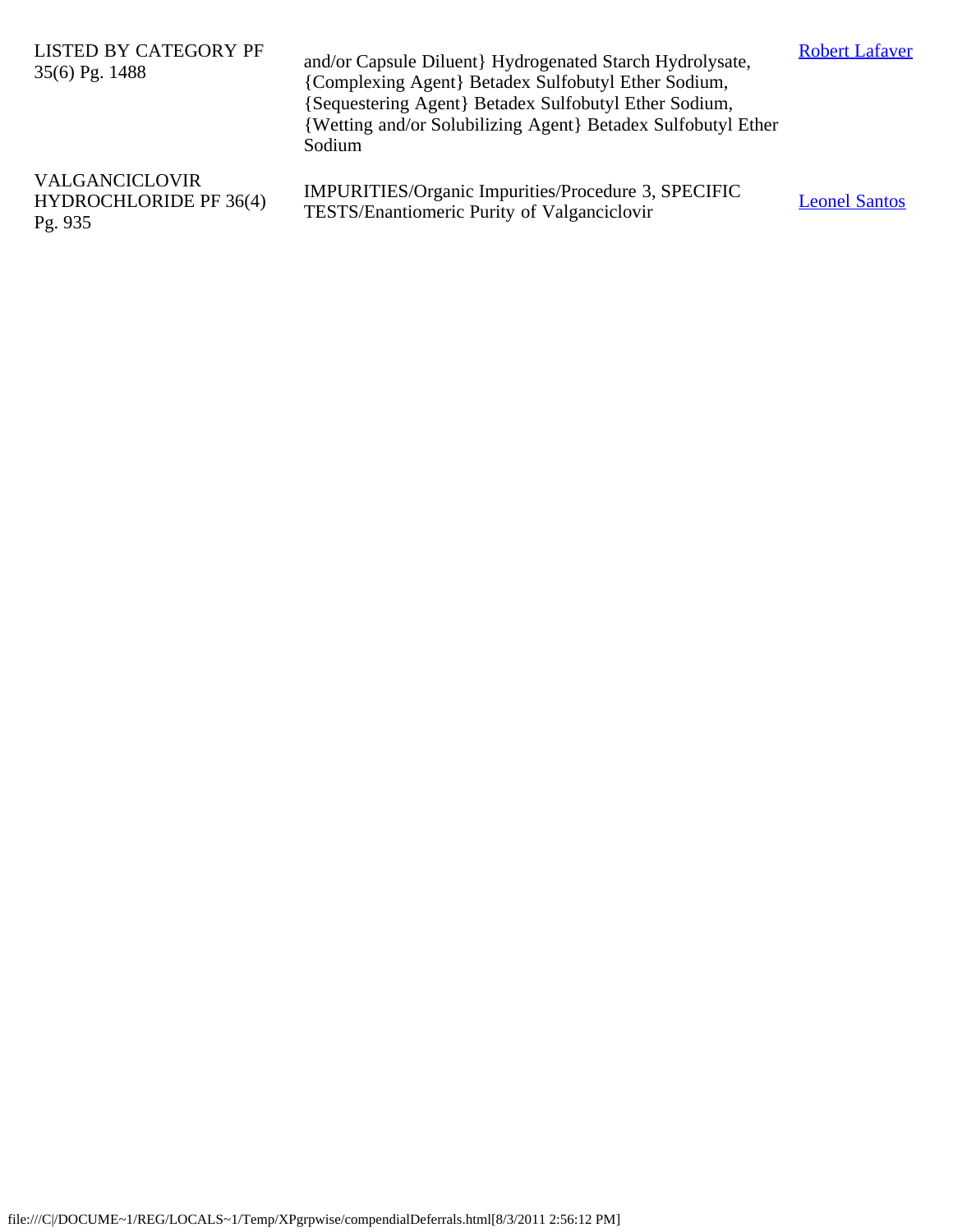| | | |
|---|---|---|
| LISTED BY CATEGORY PF 35(6) Pg. 1488 | and/or Capsule Diluent} Hydrogenated Starch Hydrolysate, {Complexing Agent} Betadex Sulfobutyl Ether Sodium, {Sequestering Agent} Betadex Sulfobutyl Ether Sodium, {Wetting and/or Solubilizing Agent} Betadex Sulfobutyl Ether Sodium | Robert Lafaver |
| VALGANCICLOVIR HYDROCHLORIDE PF 36(4) Pg. 935 | IMPURITIES/Organic Impurities/Procedure 3, SPECIFIC TESTS/Enantiomeric Purity of Valganciclovir | Leonel Santos |